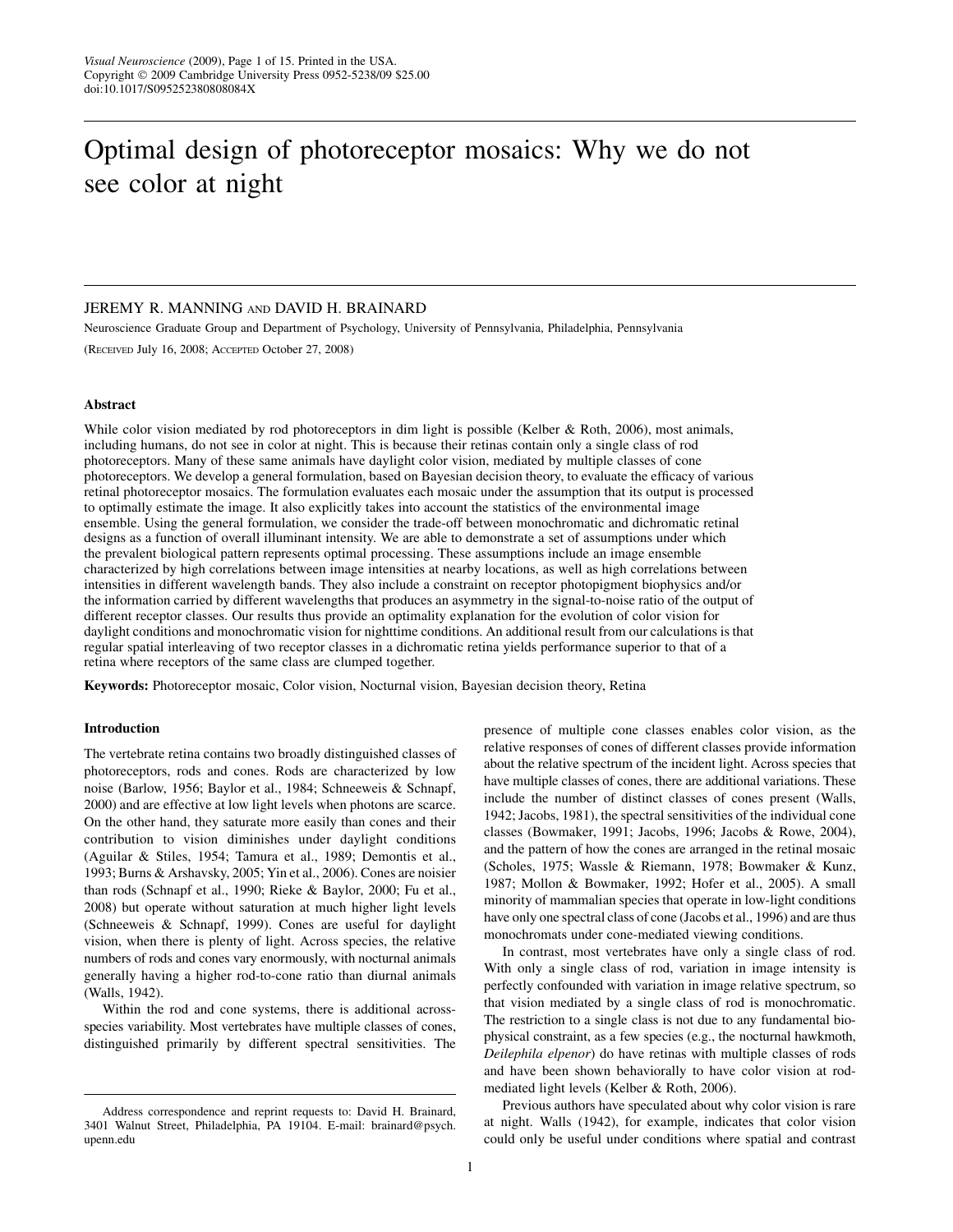# Optimal design of photoreceptor mosaics: Why we do not see color at night

JEREMY R. MANNING AND DAVID H. BRAINARD

Neuroscience Graduate Group and Department of Psychology, University of Pennsylvania, Philadelphia, Pennsylvania

(RECEIVED July 16, 2008; ACCEPTED October 27, 2008)

## Abstract

While color vision mediated by rod photoreceptors in dim light is possible (Kelber & Roth, 2006), most animals, including humans, do not see in color at night. This is because their retinas contain only a single class of rod photoreceptors. Many of these same animals have daylight color vision, mediated by multiple classes of cone photoreceptors. We develop a general formulation, based on Bayesian decision theory, to evaluate the efficacy of various retinal photoreceptor mosaics. The formulation evaluates each mosaic under the assumption that its output is processed to optimally estimate the image. It also explicitly takes into account the statistics of the environmental image ensemble. Using the general formulation, we consider the trade-off between monochromatic and dichromatic retinal designs as a function of overall illuminant intensity. We are able to demonstrate a set of assumptions under which the prevalent biological pattern represents optimal processing. These assumptions include an image ensemble characterized by high correlations between image intensities at nearby locations, as well as high correlations between intensities in different wavelength bands. They also include a constraint on receptor photopigment biophysics and/or the information carried by different wavelengths that produces an asymmetry in the signal-to-noise ratio of the output of different receptor classes. Our results thus provide an optimality explanation for the evolution of color vision for daylight conditions and monochromatic vision for nighttime conditions. An additional result from our calculations is that regular spatial interleaving of two receptor classes in a dichromatic retina yields performance superior to that of a retina where receptors of the same class are clumped together.

**Keywords:** Photoreceptor mosaic, Color vision, Nocturnal vision, Bayesian decision theory, Retina

## Introduction

The vertebrate retina contains two broadly distinguished classes of photoreceptors, rods and cones. Rods are characterized by low noise (Barlow, 1956; Baylor et al., 1984; Schneeweis & Schnapf, 2000) and are effective at low light levels when photons are scarce. On the other hand, they saturate more easily than cones and their contribution to vision diminishes under daylight conditions (Aguilar & Stiles, 1954; Tamura et al., 1989; Demontis et al., 1993; Burns & Arshavsky, 2005; Yin et al., 2006). Cones are noisier than rods (Schnapf et al., 1990; Rieke & Baylor, 2000; Fu et al., 2008) but operate without saturation at much higher light levels (Schneeweis & Schnapf, 1999). Cones are useful for daylight vision, when there is plenty of light. Across species, the relative numbers of rods and cones vary enormously, with nocturnal animals generally having a higher rod-to-cone ratio than diurnal animals (Walls, 1942).

Within the rod and cone systems, there is additional across-species variability. Most vertebrates have multiple classes of cones, distinguished primarily by different spectral sensitivities. The presence of multiple cone classes enables color vision, as the relative responses of cones of different classes provide information about the relative spectrum of the incident light. Across species that have multiple classes of cones, there are additional variations. These include the number of distinct classes of cones present (Walls, 1942; Jacobs, 1981), the spectral sensitivities of the individual cone classes (Bowmaker, 1991; Jacobs, 1996; Jacobs & Rowe, 2004), and the pattern of how the cones are arranged in the retinal mosaic (Scholes, 1975; Wassle & Riemann, 1978; Bowmaker & Kunz, 1987; Mollon & Bowmaker, 1992; Hofer et al., 2005). A small minority of mammalian species that operate in low-light conditions have only one spectral class of cone (Jacobs et al., 1996) and are thus monochromats under cone-mediated viewing conditions.

In contrast, most vertebrates have only a single class of rod. With only a single class of rod, variation in image intensity is perfectly confounded with variation in image relative spectrum, so that vision mediated by a single class of rod is monochromatic. The restriction to a single class is not due to any fundamental biophysical constraint, as a few species (e.g., the nocturnal hawkmoth, *Deilephila elpenor*) do have retinas with multiple classes of rods and have been shown behaviorally to have color vision at rod-mediated light levels (Kelber & Roth, 2006).

Previous authors have speculated about why color vision is rare at night. Walls (1942), for example, indicates that color vision could only be useful under conditions where spatial and contrast

---

Address correspondence and reprint requests to: David H. Brainard, 3401 Walnut Street, Philadelphia, PA 19104. E-mail: brainard@psych.upenn.edu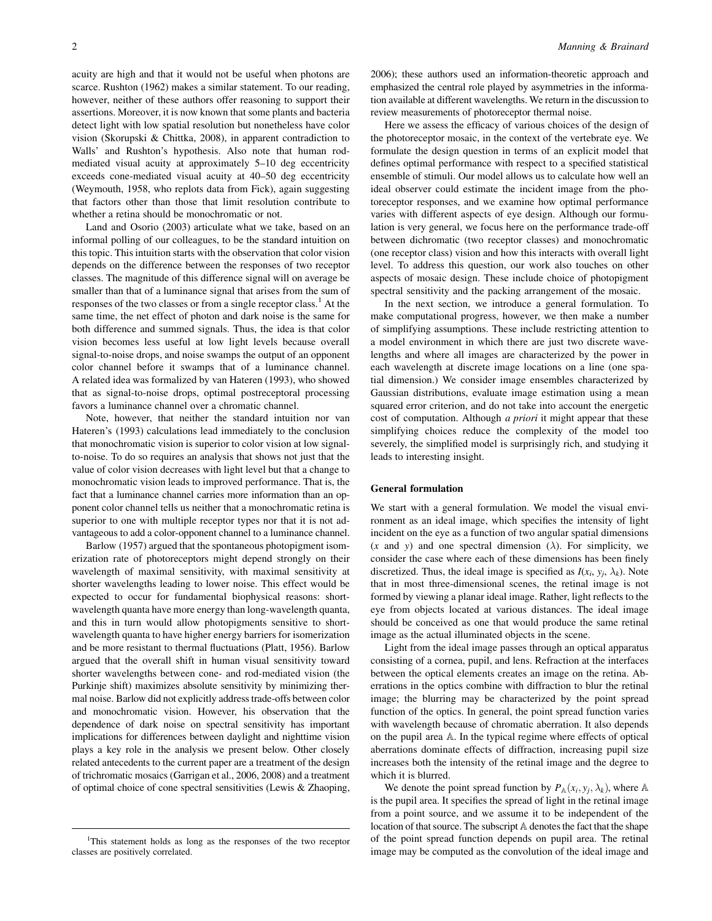acuity are high and that it would not be useful when photons are scarce. Rushton (1962) makes a similar statement. To our reading, however, neither of these authors offer reasoning to support their assertions. Moreover, it is now known that some plants and bacteria detect light with low spatial resolution but nonetheless have color vision (Skorupski & Chittka, 2008), in apparent contradiction to Walls' and Rushton's hypothesis. Also note that human rod-mediated visual acuity at approximately 5–10 deg eccentricity exceeds cone-mediated visual acuity at 40–50 deg eccentricity (Weymouth, 1958, who replots data from Fick), again suggesting that factors other than those that limit resolution contribute to whether a retina should be monochromatic or not.

Land and Osorio (2003) articulate what we take, based on an informal polling of our colleagues, to be the standard intuition on this topic. This intuition starts with the observation that color vision depends on the difference between the responses of two receptor classes. The magnitude of this difference signal will on average be smaller than that of a luminance signal that arises from the sum of responses of the two classes or from a single receptor class.[1] At the same time, the net effect of photon and dark noise is the same for both difference and summed signals. Thus, the idea is that color vision becomes less useful at low light levels because overall signal-to-noise drops, and noise swamps the output of an opponent color channel before it swamps that of a luminance channel. A related idea was formalized by van Hateren (1993), who showed that as signal-to-noise drops, optimal postreceptoral processing favors a luminance channel over a chromatic channel.

Note, however, that neither the standard intuition nor van Hateren's (1993) calculations lead immediately to the conclusion that monochromatic vision is superior to color vision at low signal-to-noise. To do so requires an analysis that shows not just that the value of color vision decreases with light level but that a change to monochromatic vision leads to improved performance. That is, the fact that a luminance channel carries more information than an opponent color channel tells us neither that a monochromatic retina is superior to one with multiple receptor types nor that it is not advantageous to add a color-opponent channel to a luminance channel.

Barlow (1957) argued that the spontaneous photopigment isomerization rate of photoreceptors might depend strongly on their wavelength of maximal sensitivity, with maximal sensitivity at shorter wavelengths leading to lower noise. This effect would be expected to occur for fundamental biophysical reasons: short-wavelength quanta have more energy than long-wavelength quanta, and this in turn would allow photopigments sensitive to short-wavelength quanta to have higher energy barriers for isomerization and be more resistant to thermal fluctuations (Platt, 1956). Barlow argued that the overall shift in human visual sensitivity toward shorter wavelengths between cone- and rod-mediated vision (the Purkinje shift) maximizes absolute sensitivity by minimizing thermal noise. Barlow did not explicitly address trade-offs between color and monochromatic vision. However, his observation that the dependence of dark noise on spectral sensitivity has important implications for differences between daylight and nighttime vision plays a key role in the analysis we present below. Other closely related antecedents to the current paper are a treatment of the design of trichromatic mosaics (Garrigan et al., 2006, 2008) and a treatment of optimal choice of cone spectral sensitivities (Lewis & Zhaoping, 2006); these authors used an information-theoretic approach and emphasized the central role played by asymmetries in the information available at different wavelengths. We return in the discussion to review measurements of photoreceptor thermal noise.

Here we assess the efficacy of various choices of the design of the photoreceptor mosaic, in the context of the vertebrate eye. We formulate the design question in terms of an explicit model that defines optimal performance with respect to a specified statistical ensemble of stimuli. Our model allows us to calculate how well an ideal observer could estimate the incident image from the photoreceptor responses, and we examine how optimal performance varies with different aspects of eye design. Although our formulation is very general, we focus here on the performance trade-off between dichromatic (two receptor classes) and monochromatic (one receptor class) vision and how this interacts with overall light level. To address this question, our work also touches on other aspects of mosaic design. These include choice of photopigment spectral sensitivity and the packing arrangement of the mosaic.

In the next section, we introduce a general formulation. To make computational progress, however, we then make a number of simplifying assumptions. These include restricting attention to a model environment in which there are just two discrete wavelengths and where all images are characterized by the power in each wavelength at discrete image locations on a line (one spatial dimension.) We consider image ensembles characterized by Gaussian distributions, evaluate image estimation using a mean squared error criterion, and do not take into account the energetic cost of computation. Although *a priori* it might appear that these simplifying choices reduce the complexity of the model too severely, the simplified model is surprisingly rich, and studying it leads to interesting insight.

## General formulation

We start with a general formulation. We model the visual environment as an ideal image, which specifies the intensity of light incident on the eye as a function of two angular spatial dimensions ($x$ and $y$) and one spectral dimension ($\lambda$). For simplicity, we consider the case where each of these dimensions has been finely discretized. Thus, the ideal image is specified as $I(x_i, y_j, \lambda_k)$. Note that in most three-dimensional scenes, the retinal image is not formed by viewing a planar ideal image. Rather, light reflects to the eye from objects located at various distances. The ideal image should be conceived as one that would produce the same retinal image as the actual illuminated objects in the scene.

Light from the ideal image passes through an optical apparatus consisting of a cornea, pupil, and lens. Refraction at the interfaces between the optical elements creates an image on the retina. Aberrations in the optics combine with diffraction to blur the retinal image; the blurring may be characterized by the point spread function of the optics. In general, the point spread function varies with wavelength because of chromatic aberration. It also depends on the pupil area $\mathbb{A}$. In the typical regime where effects of optical aberrations dominate effects of diffraction, increasing pupil size increases both the intensity of the retinal image and the degree to which it is blurred.

We denote the point spread function by $P_{\mathbb{A}}(x_i, y_j, \lambda_k)$, where $\mathbb{A}$ is the pupil area. It specifies the spread of light in the retinal image from a point source, and we assume it to be independent of the location of that source. The subscript $\mathbb{A}$ denotes the fact that the shape of the point spread function depends on pupil area. The retinal image may be computed as the convolution of the ideal image and

[1] This statement holds as long as the responses of the two receptor classes are positively correlated.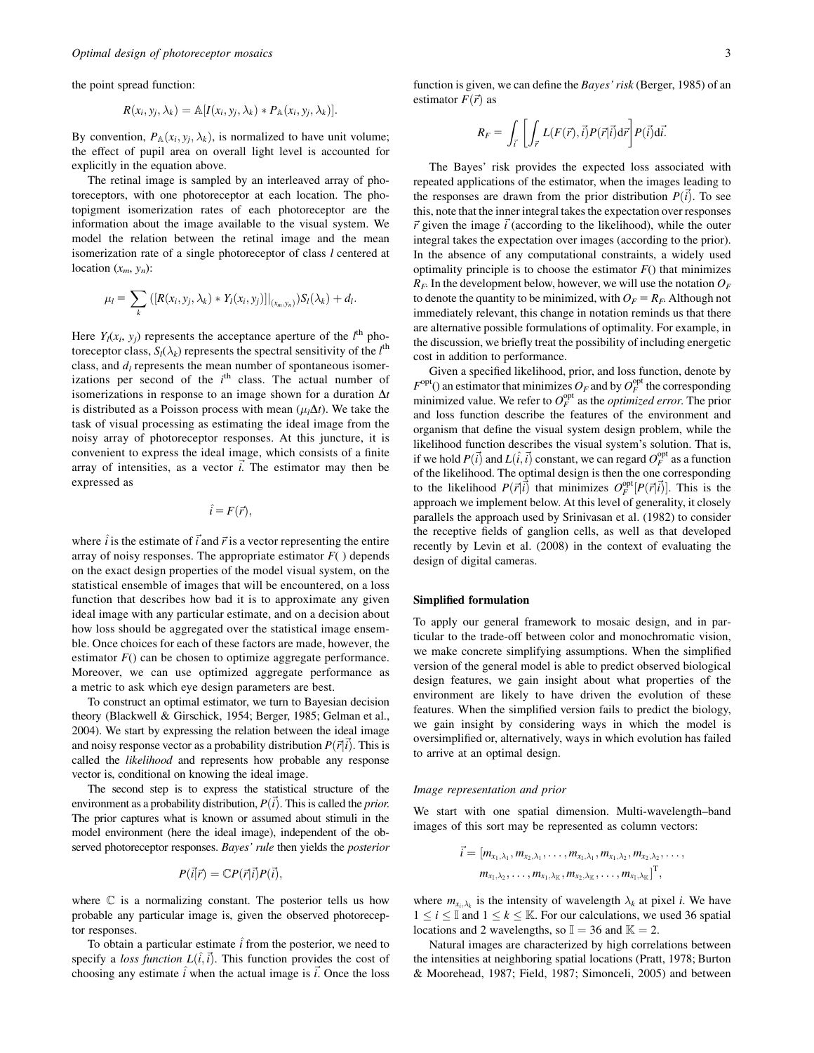the point spread function:

$$R(x_i, y_j, \lambda_k) = \mathbb{A}[I(x_i, y_j, \lambda_k) * P_{\mathbb{A}}(x_i, y_j, \lambda_k)].$$

By convention, $P_{\mathbb{A}}(x_i, y_j, \lambda_k)$, is normalized to have unit volume; the effect of pupil area on overall light level is accounted for explicitly in the equation above.

The retinal image is sampled by an interleaved array of photoreceptors, with one photoreceptor at each location. The photopigment isomerization rates of each photoreceptor are the information about the image available to the visual system. We model the relation between the retinal image and the mean isomerization rate of a single photoreceptor of class $l$ centered at location $(x_m, y_n)$:

$$\mu_l = \sum_k \left([R(x_i, y_j, \lambda_k) * Y_l(x_i, y_j)]|_{(x_m, y_n)}\right) S_l(\lambda_k) + d_l.$$

Here $Y_l(x_i, y_j)$ represents the acceptance aperture of the $l^{\text{th}}$ photoreceptor class, $S_l(\lambda_k)$ represents the spectral sensitivity of the $l^{\text{th}}$ class, and $d_l$ represents the mean number of spontaneous isomerizations per second of the $i^{\text{th}}$ class. The actual number of isomerizations in response to an image shown for a duration $\Delta t$ is distributed as a Poisson process with mean $(\mu_l \Delta t)$. We take the task of visual processing as estimating the ideal image from the noisy array of photoreceptor responses. At this juncture, it is convenient to express the ideal image, which consists of a finite array of intensities, as a vector $\vec{i}$. The estimator may then be expressed as

$$\hat{i} = F(\vec{r}),$$

where $\hat{i}$ is the estimate of $\vec{i}$ and $\vec{r}$ is a vector representing the entire array of noisy responses. The appropriate estimator $F(\,)$ depends on the exact design properties of the model visual system, on the statistical ensemble of images that will be encountered, on a loss function that describes how bad it is to approximate any given ideal image with any particular estimate, and on a decision about how loss should be aggregated over the statistical image ensemble. Once choices for each of these factors are made, however, the estimator $F()$ can be chosen to optimize aggregate performance. Moreover, we can use optimized aggregate performance as a metric to ask which eye design parameters are best.

To construct an optimal estimator, we turn to Bayesian decision theory (Blackwell & Girschick, 1954; Berger, 1985; Gelman et al., 2004). We start by expressing the relation between the ideal image and noisy response vector as a probability distribution $P(\vec{r}|\vec{i})$. This is called the *likelihood* and represents how probable any response vector is, conditional on knowing the ideal image.

The second step is to express the statistical structure of the environment as a probability distribution, $P(\vec{i})$. This is called the *prior*. The prior captures what is known or assumed about stimuli in the model environment (here the ideal image), independent of the observed photoreceptor responses. *Bayes' rule* then yields the *posterior*

$$P(\vec{i}|\vec{r}) = \mathbb{C}P(\vec{r}|\vec{i})P(\vec{i}),$$

where $\mathbb{C}$ is a normalizing constant. The posterior tells us how probable any particular image is, given the observed photoreceptor responses.

To obtain a particular estimate $\hat{i}$ from the posterior, we need to specify a *loss function* $L(\hat{i}, \vec{i})$. This function provides the cost of choosing any estimate $\hat{i}$ when the actual image is $\vec{i}$. Once the loss function is given, we can define the *Bayes' risk* (Berger, 1985) of an estimator $F(\vec{r})$ as

$$R_F = \int_{\vec{i}} \left[\int_{\vec{r}} L(F(\vec{r}), \vec{i}) P(\vec{r}|\vec{i}) \mathrm{d}\vec{r}\right] P(\vec{i}) \mathrm{d}\vec{i}.$$

The Bayes' risk provides the expected loss associated with repeated applications of the estimator, when the images leading to the responses are drawn from the prior distribution $P(\vec{i})$. To see this, note that the inner integral takes the expectation over responses $\vec{r}$ given the image $\vec{i}$ (according to the likelihood), while the outer integral takes the expectation over images (according to the prior). In the absence of any computational constraints, a widely used optimality principle is to choose the estimator $F()$ that minimizes $R_F$. In the development below, however, we will use the notation $O_F$ to denote the quantity to be minimized, with $O_F = R_F$. Although not immediately relevant, this change in notation reminds us that there are alternative possible formulations of optimality. For example, in the discussion, we briefly treat the possibility of including energetic cost in addition to performance.

Given a specified likelihood, prior, and loss function, denote by $F^{\text{opt}}()$ an estimator that minimizes $O_F$ and by $O_F^{\text{opt}}$ the corresponding minimized value. We refer to $O_F^{\text{opt}}$ as the *optimized error*. The prior and loss function describe the features of the environment and organism that define the visual system design problem, while the likelihood function describes the visual system's solution. That is, if we hold $P(\vec{i})$ and $L(\hat{i}, \vec{i})$ constant, we can regard $O_F^{\text{opt}}$ as a function of the likelihood. The optimal design is then the one corresponding to the likelihood $P(\vec{r}|\vec{i})$ that minimizes $O_F^{\text{opt}}[P(\vec{r}|\vec{i})]$. This is the approach we implement below. At this level of generality, it closely parallels the approach used by Srinivasan et al. (1982) to consider the receptive fields of ganglion cells, as well as that developed recently by Levin et al. (2008) in the context of evaluating the design of digital cameras.

## Simplified formulation

To apply our general framework to mosaic design, and in particular to the trade-off between color and monochromatic vision, we make concrete simplifying assumptions. When the simplified version of the general model is able to predict observed biological design features, we gain insight about what properties of the environment are likely to have driven the evolution of these features. When the simplified version fails to predict the biology, we gain insight by considering ways in which the model is oversimplified or, alternatively, ways in which evolution has failed to arrive at an optimal design.

### *Image representation and prior*

We start with one spatial dimension. Multi-wavelength–band images of this sort may be represented as column vectors:

$$\vec{i} = [m_{x_1,\lambda_1}, m_{x_2,\lambda_1}, \ldots, m_{x_{\mathbb{I}},\lambda_1}, m_{x_1,\lambda_2}, m_{x_2,\lambda_2}, \ldots, m_{x_{\mathbb{I}},\lambda_2}, \ldots, m_{x_1,\lambda_{\mathbb{K}}}, m_{x_2,\lambda_{\mathbb{K}}}, \ldots, m_{x_{\mathbb{I}},\lambda_{\mathbb{K}}}]^{\mathrm{T}},$$

where $m_{x_i,\lambda_k}$ is the intensity of wavelength $\lambda_k$ at pixel $i$. We have $1 \le i \le \mathbb{I}$ and $1 \le k \le \mathbb{K}$. For our calculations, we used 36 spatial locations and 2 wavelengths, so $\mathbb{I} = 36$ and $\mathbb{K} = 2$.

Natural images are characterized by high correlations between the intensities at neighboring spatial locations (Pratt, 1978; Burton & Moorehead, 1987; Field, 1987; Simoncelli, 2005) and between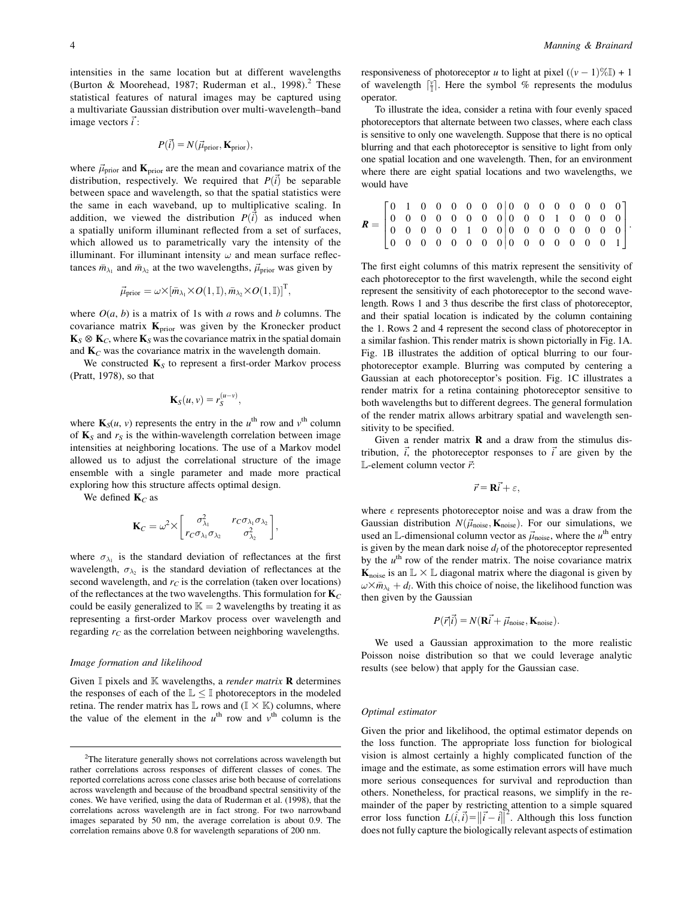intensities in the same location but at different wavelengths (Burton & Moorehead, 1987; Ruderman et al., 1998).[2] These statistical features of natural images may be captured using a multivariate Gaussian distribution over multi-wavelength–band image vectors $\vec{i}$:

$$P(\vec{i}) = N(\vec{\mu}_{\text{prior}}, \mathbf{K}_{\text{prior}}),$$

where $\vec{\mu}_{\text{prior}}$ and $\mathbf{K}_{\text{prior}}$ are the mean and covariance matrix of the distribution, respectively. We required that $P(\vec{i})$ be separable between space and wavelength, so that the spatial statistics were the same in each waveband, up to multiplicative scaling. In addition, we viewed the distribution $P(\vec{i})$ as induced when a spatially uniform illuminant reflected from a set of surfaces, which allowed us to parametrically vary the intensity of the illuminant. For illuminant intensity $\omega$ and mean surface reflectances $\bar{m}_{\lambda_1}$ and $\bar{m}_{\lambda_2}$ at the two wavelengths, $\vec{\mu}_{\text{prior}}$ was given by

$$\vec{\mu}_{\text{prior}} = \omega \times [\bar{m}_{\lambda_1} \times O(1, \mathbb{I}), \bar{m}_{\lambda_2} \times O(1, \mathbb{I})]^{\text{T}},$$

where $O(a, b)$ is a matrix of 1s with $a$ rows and $b$ columns. The covariance matrix $\mathbf{K}_{\text{prior}}$ was given by the Kronecker product $\mathbf{K}_S \otimes \mathbf{K}_C$, where $\mathbf{K}_S$ was the covariance matrix in the spatial domain and $\mathbf{K}_C$ was the covariance matrix in the wavelength domain.

We constructed $\mathbf{K}_S$ to represent a first-order Markov process (Pratt, 1978), so that

$$\mathbf{K}_S(u, v) = r_S^{(u-v)},$$

where $\mathbf{K}_S(u, v)$ represents the entry in the $u^{\text{th}}$ row and $v^{\text{th}}$ column of $\mathbf{K}_S$ and $r_S$ is the within-wavelength correlation between image intensities at neighboring locations. The use of a Markov model allowed us to adjust the correlational structure of the image ensemble with a single parameter and made more practical exploring how this structure affects optimal design.

We defined $\mathbf{K}_C$ as

$$\mathbf{K}_C = \omega^2 \times \begin{bmatrix} \sigma_{\lambda_1}^2 & r_C \sigma_{\lambda_1} \sigma_{\lambda_2} \\ r_C \sigma_{\lambda_1} \sigma_{\lambda_2} & \sigma_{\lambda_2}^2 \end{bmatrix},$$

where $\sigma_{\lambda_1}$ is the standard deviation of reflectances at the first wavelength, $\sigma_{\lambda_2}$ is the standard deviation of reflectances at the second wavelength, and $r_C$ is the correlation (taken over locations) of the reflectances at the two wavelengths. This formulation for $\mathbf{K}_C$ could be easily generalized to $\mathbb{K} = 2$ wavelengths by treating it as representing a first-order Markov process over wavelength and regarding $r_C$ as the correlation between neighboring wavelengths.

### *Image formation and likelihood*

Given $\mathbb{I}$ pixels and $\mathbb{K}$ wavelengths, a *render matrix* $\mathbf{R}$ determines the responses of each of the $\mathbb{L} \leq \mathbb{I}$ photoreceptors in the modeled retina. The render matrix has $\mathbb{L}$ rows and $(\mathbb{I} \times \mathbb{K})$ columns, where the value of the element in the $u^{\text{th}}$ row and $v^{\text{th}}$ column is the responsiveness of photoreceptor $u$ to light at pixel $((v-1)\%\mathbb{I}) + 1$ of wavelength $\lceil \frac{v}{\mathbb{I}} \rceil$. Here the symbol % represents the modulus operator.

To illustrate the idea, consider a retina with four evenly spaced photoreceptors that alternate between two classes, where each class is sensitive to only one wavelength. Suppose that there is no optical blurring and that each photoreceptor is sensitive to light from only one spatial location and one wavelength. Then, for an environment where there are eight spatial locations and two wavelengths, we would have

$$\boldsymbol{R} = \left[\begin{array}{cccccccc|cccccccc} 0 & 1 & 0 & 0 & 0 & 0 & 0 & 0 & 0 & 0 & 0 & 0 & 0 & 0 & 0 & 0 \\ 0 & 0 & 0 & 0 & 0 & 0 & 0 & 0 & 0 & 0 & 0 & 1 & 0 & 0 & 0 & 0 \\ 0 & 0 & 0 & 0 & 0 & 1 & 0 & 0 & 0 & 0 & 0 & 0 & 0 & 0 & 0 & 0 \\ 0 & 0 & 0 & 0 & 0 & 0 & 0 & 0 & 0 & 0 & 0 & 0 & 0 & 0 & 0 & 1 \end{array}\right].$$

The first eight columns of this matrix represent the sensitivity of each photoreceptor to the first wavelength, while the second eight represent the sensitivity of each photoreceptor to the second wavelength. Rows 1 and 3 thus describe the first class of photoreceptor, and their spatial location is indicated by the column containing the 1. Rows 2 and 4 represent the second class of photoreceptor in a similar fashion. This render matrix is shown pictorially in Fig. 1A. Fig. 1B illustrates the addition of optical blurring to our four-photoreceptor example. Blurring was computed by centering a Gaussian at each photoreceptor's position. Fig. 1C illustrates a render matrix for a retina containing photoreceptor sensitive to both wavelengths but to different degrees. The general formulation of the render matrix allows arbitrary spatial and wavelength sensitivity to be specified.

Given a render matrix $\mathbf{R}$ and a draw from the stimulus distribution, $\vec{i}$, the photoreceptor responses to $\vec{i}$ are given by the $\mathbb{L}$-element column vector $\vec{r}$:

$$\vec{r} = \mathbf{R}\vec{i} + \varepsilon,$$

where $\epsilon$ represents photoreceptor noise and was a draw from the Gaussian distribution $N(\vec{\mu}_{\text{noise}}, \mathbf{K}_{\text{noise}})$. For our simulations, we used an $\mathbb{L}$-dimensional column vector as $\vec{\mu}_{\text{noise}}$, where the $u^{\text{th}}$ entry is given by the mean dark noise $d_l$ of the photoreceptor represented by the $u^{\text{th}}$ row of the render matrix. The noise covariance matrix $\mathbf{K}_{\text{noise}}$ is an $\mathbb{L} \times \mathbb{L}$ diagonal matrix where the diagonal is given by $\omega \times \bar{m}_{\lambda_k} + d_l$. With this choice of noise, the likelihood function was then given by the Gaussian

$$P(\vec{r}|\vec{i}) = N(\mathbf{R}\vec{i} + \vec{\mu}_{\text{noise}}, \mathbf{K}_{\text{noise}}).$$

We used a Gaussian approximation to the more realistic Poisson noise distribution so that we could leverage analytic results (see below) that apply for the Gaussian case.

### *Optimal estimator*

Given the prior and likelihood, the optimal estimator depends on the loss function. The appropriate loss function for biological vision is almost certainly a highly complicated function of the image and the estimate, as some estimation errors will have much more serious consequences for survival and reproduction than others. Nonetheless, for practical reasons, we simplify in the remainder of the paper by restricting attention to a simple squared error loss function $L(\hat{i}, \vec{i}) = \left\| \vec{i} - \hat{i} \right\|^2$. Although this loss function does not fully capture the biologically relevant aspects of estimation

[2] The literature generally shows not correlations across wavelength but rather correlations across responses of different classes of cones. The reported correlations across cone classes arise both because of correlations across wavelength and because of the broadband spectral sensitivity of the cones. We have verified, using the data of Ruderman et al. (1998), that the correlations across wavelength are in fact strong. For two narrowband images separated by 50 nm, the average correlation is about 0.9. The correlation remains above 0.8 for wavelength separations of 200 nm.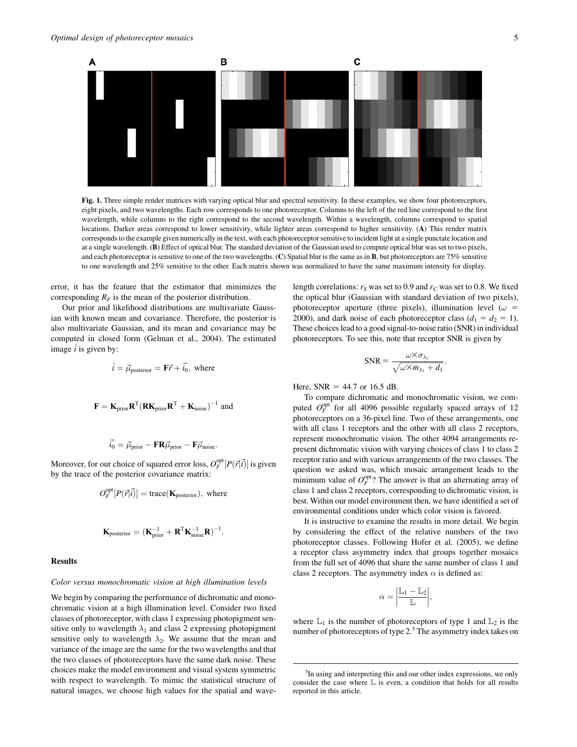**Fig. 1.** Three simple render matrices with varying optical blur and spectral sensitivity. In these examples, we show four photoreceptors, eight pixels, and two wavelengths. Each row corresponds to one photoreceptor. Columns to the left of the red line correspond to the first wavelength, while columns to the right correspond to the second wavelength. Within a wavelength, columns correspond to spatial locations. Darker areas correspond to lower sensitivity, while lighter areas correspond to higher sensitivity. (**A**) This render matrix corresponds to the example given numerically in the text, with each photoreceptor sensitive to incident light at a single punctate location and at a single wavelength. (**B**) Effect of optical blur. The standard deviation of the Gaussian used to compute optical blur was set to two pixels, and each photoreceptor is sensitive to one of the two wavelengths. (**C**) Spatial blur is the same as in **B**, but photoreceptors are 75% sensitive to one wavelength and 25% sensitive to the other. Each matrix shown was normalized to have the same maximum intensity for display.

error, it has the feature that the estimator that minimizes the corresponding $R_F$ is the mean of the posterior distribution.

Our prior and likelihood distributions are multivariate Gaussian with known mean and covariance. Therefore, the posterior is also multivariate Gaussian, and its mean and covariance may be computed in closed form (Gelman et al., 2004). The estimated image $\hat{i}$ is given by:

$$\hat{i} = \vec{\mu}_{\text{posterior}} = \mathbf{F}\vec{r} + \vec{i}_0, \text{ where}$$

$$\mathbf{F} = \mathbf{K}_{\text{prior}}\mathbf{R}^{\text{T}}(\mathbf{R}\mathbf{K}_{\text{prior}}\mathbf{R}^{\text{T}} + \mathbf{K}_{\text{noise}})^{-1} \text{ and}$$

$$\vec{i}_0 = \vec{\mu}_{\text{prior}} - \mathbf{F}\mathbf{R}\vec{\mu}_{\text{prior}} - \mathbf{F}\vec{\mu}_{\text{noise}}.$$

Moreover, for our choice of squared error loss, $O_F^{\text{opt}}[P(\vec{r}|\vec{i})]$ is given by the trace of the posterior covariance matrix:

$$O_F^{\text{opt}}[P(\vec{r}|\vec{i})] = \text{trace}(\mathbf{K}_{\text{posterior}}), \text{ where}$$

$$\mathbf{K}_{\text{posterior}} = (\mathbf{K}_{\text{prior}}^{-1} + \mathbf{R}^{\text{T}}\mathbf{K}_{\text{noise}}^{-1}\mathbf{R})^{-1}.$$

## Results

### *Color versus monochromatic vision at high illumination levels*

We begin by comparing the performance of dichromatic and monochromatic vision at a high illumination level. Consider two fixed classes of photoreceptor, with class 1 expressing photopigment sensitive only to wavelength $\lambda_1$ and class 2 expressing photopigment sensitive only to wavelength $\lambda_2$. We assume that the mean and variance of the image are the same for the two wavelengths and that the two classes of photoreceptors have the same dark noise. These choices make the model environment and visual system symmetric with respect to wavelength. To mimic the statistical structure of natural images, we choose high values for the spatial and wavelength correlations: $r_S$ was set to 0.9 and $r_C$ was set to 0.8. We fixed the optical blur (Gaussian with standard deviation of two pixels), photoreceptor aperture (three pixels), illumination level ($\omega$ = 2000), and dark noise of each photoreceptor class ($d_1 = d_2 = 1$). These choices lead to a good signal-to-noise ratio (SNR) in individual photoreceptors. To see this, note that receptor SNR is given by

$$\text{SNR} = \frac{\omega \times \sigma_{\lambda_1}}{\sqrt{\omega \times \bar{m}_{\lambda_1} + d_1}}.$$

Here, SNR = 44.7 or 16.5 dB.

To compare dichromatic and monochromatic vision, we computed $O_F^{\text{opt}}$ for all 4096 possible regularly spaced arrays of 12 photoreceptors on a 36-pixel line. Two of these arrangements, one with all class 1 receptors and the other with all class 2 receptors, represent monochromatic vision. The other 4094 arrangements represent dichromatic vision with varying choices of class 1 to class 2 receptor ratio and with various arrangements of the two classes. The question we asked was, which mosaic arrangement leads to the minimum value of $O_F^{\text{opt}}$? The answer is that an alternating array of class 1 and class 2 receptors, corresponding to dichromatic vision, is best. Within our model environment then, we have identified a set of environmental conditions under which color vision is favored.

It is instructive to examine the results in more detail. We begin by considering the effect of the relative numbers of the two photoreceptor classes. Following Hofer et al. (2005), we define a receptor class asymmetry index that groups together mosaics from the full set of 4096 that share the same number of class 1 and class 2 receptors. The asymmetry index $\alpha$ is defined as:

$$\alpha = \left|\frac{\mathbb{L}_1 - \mathbb{L}_2}{\mathbb{L}}\right|,$$

where $\mathbb{L}_1$ is the number of photoreceptors of type 1 and $\mathbb{L}_2$ is the number of photoreceptors of type 2.[3] The asymmetry index takes on

[3] In using and interpreting this and our other index expressions, we only consider the case where $\mathbb{L}$ is even, a condition that holds for all results reported in this article.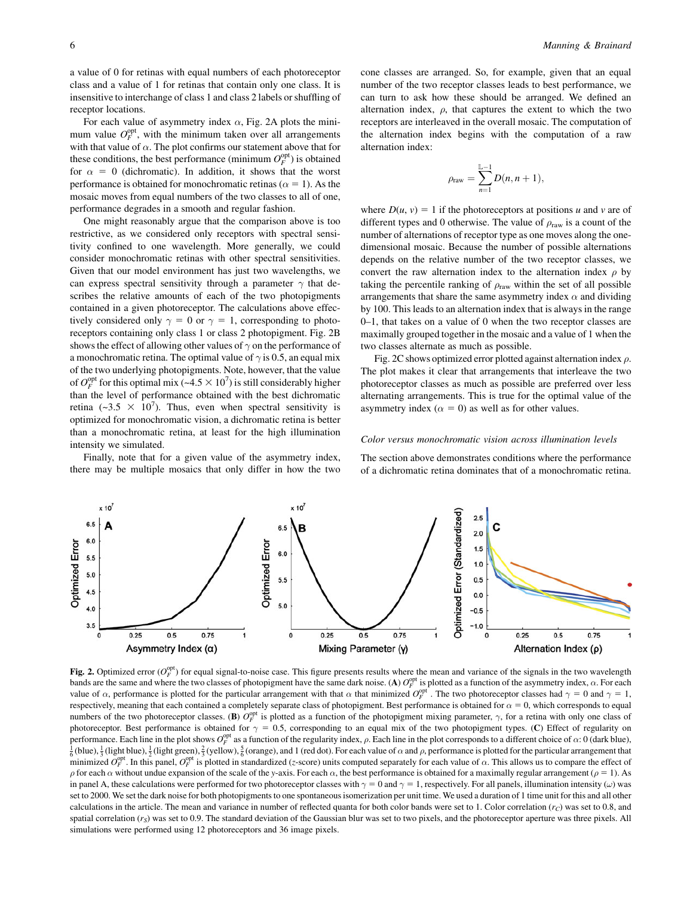a value of 0 for retinas with equal numbers of each photoreceptor class and a value of 1 for retinas that contain only one class. It is insensitive to interchange of class 1 and class 2 labels or shuffling of receptor locations.

For each value of asymmetry index $\alpha$, Fig. 2A plots the minimum value $O_F^{\text{opt}}$, with the minimum taken over all arrangements with that value of $\alpha$. The plot confirms our statement above that for these conditions, the best performance (minimum $O_F^{\text{opt}}$) is obtained for $\alpha = 0$ (dichromatic). In addition, it shows that the worst performance is obtained for monochromatic retinas ($\alpha = 1$). As the mosaic moves from equal numbers of the two classes to all of one, performance degrades in a smooth and regular fashion.

One might reasonably argue that the comparison above is too restrictive, as we considered only receptors with spectral sensitivity confined to one wavelength. More generally, we could consider monochromatic retinas with other spectral sensitivities. Given that our model environment has just two wavelengths, we can express spectral sensitivity through a parameter $\gamma$ that describes the relative amounts of each of the two photopigments contained in a given photoreceptor. The calculations above effectively considered only $\gamma = 0$ or $\gamma = 1$, corresponding to photoreceptors containing only class 1 or class 2 photopigment. Fig. 2B shows the effect of allowing other values of $\gamma$ on the performance of a monochromatic retina. The optimal value of $\gamma$ is 0.5, an equal mix of the two underlying photopigments. Note, however, that the value of $O_F^{\text{opt}}$ for this optimal mix (~$4.5 \times 10^7$) is still considerably higher than the level of performance obtained with the best dichromatic retina (~$3.5 \times 10^7$). Thus, even when spectral sensitivity is optimized for monochromatic vision, a dichromatic retina is better than a monochromatic retina, at least for the high illumination intensity we simulated.

Finally, note that for a given value of the asymmetry index, there may be multiple mosaics that only differ in how the two cone classes are arranged. So, for example, given that an equal number of the two receptor classes leads to best performance, we can turn to ask how these should be arranged. We defined an alternation index, $\rho$, that captures the extent to which the two receptors are interleaved in the overall mosaic. The computation of the alternation index begins with the computation of a raw alternation index:

$$\rho_{\text{raw}} = \sum_{n=1}^{\mathbb{L}-1} D(n, n+1),$$

where $D(u, v) = 1$ if the photoreceptors at positions $u$ and $v$ are of different types and 0 otherwise. The value of $\rho_{\text{raw}}$ is a count of the number of alternations of receptor type as one moves along the one-dimensional mosaic. Because the number of possible alternations depends on the relative number of the two receptor classes, we convert the raw alternation index to the alternation index $\rho$ by taking the percentile ranking of $\rho_{\text{raw}}$ within the set of all possible arrangements that share the same asymmetry index $\alpha$ and dividing by 100. This leads to an alternation index that is always in the range 0–1, that takes on a value of 0 when the two receptor classes are maximally grouped together in the mosaic and a value of 1 when the two classes alternate as much as possible.

Fig. 2C shows optimized error plotted against alternation index $\rho$. The plot makes it clear that arrangements that interleave the two photoreceptor classes as much as possible are preferred over less alternating arrangements. This is true for the optimal value of the asymmetry index ($\alpha = 0$) as well as for other values.

### *Color versus monochromatic vision across illumination levels*

The section above demonstrates conditions where the performance of a dichromatic retina dominates that of a monochromatic retina.

**Fig. 2.** Optimized error ($O_F^{\text{opt}}$) for equal signal-to-noise case. This figure presents results where the mean and variance of the signals in the two wavelength bands are the same and where the two classes of photopigment have the same dark noise. (**A**) $O_F^{\text{opt}}$ is plotted as a function of the asymmetry index, $\alpha$. For each value of $\alpha$, performance is plotted for the particular arrangement with that $\alpha$ that minimized $O_F^{\text{opt}}$. The two photoreceptor classes had $\gamma = 0$ and $\gamma = 1$, respectively, meaning that each contained a completely separate class of photopigment. Best performance is obtained for $\alpha = 0$, which corresponds to equal numbers of the two photoreceptor classes. (**B**) $O_F^{\text{opt}}$ is plotted as a function of the photopigment mixing parameter, $\gamma$, for a retina with only one class of photoreceptor. Best performance is obtained for $\gamma = 0.5$, corresponding to an equal mix of the two photopigment types. (**C**) Effect of regularity on performance. Each line in the plot shows $O_F^{\text{opt}}$ as a function of the regularity index, $\rho$. Each line in the plot corresponds to a different choice of $\alpha$: 0 (dark blue), $\frac{1}{6}$ (blue), $\frac{1}{3}$ (light blue), $\frac{1}{2}$ (light green), $\frac{2}{3}$ (yellow), $\frac{5}{6}$ (orange), and 1 (red dot). For each value of $\alpha$ and $\rho$, performance is plotted for the particular arrangement that minimized $O_F^{\text{opt}}$. In this panel, $O_F^{\text{opt}}$ is plotted in standardized ($z$-score) units computed separately for each value of $\alpha$. This allows us to compare the effect of $\rho$ for each $\alpha$ without undue expansion of the scale of the $y$-axis. For each $\alpha$, the best performance is obtained for a maximally regular arrangement ($\rho = 1$). As in panel A, these calculations were performed for two photoreceptor classes with $\gamma = 0$ and $\gamma = 1$, respectively. For all panels, illumination intensity ($\omega$) was set to 2000. We set the dark noise for both photopigments to one spontaneous isomerization per unit time. We used a duration of 1 time unit for this and all other calculations in the article. The mean and variance in number of reflected quanta for both color bands were set to 1. Color correlation ($r_C$) was set to 0.8, and spatial correlation ($r_S$) was set to 0.9. The standard deviation of the Gaussian blur was set to two pixels, and the photoreceptor aperture was three pixels. All simulations were performed using 12 photoreceptors and 36 image pixels.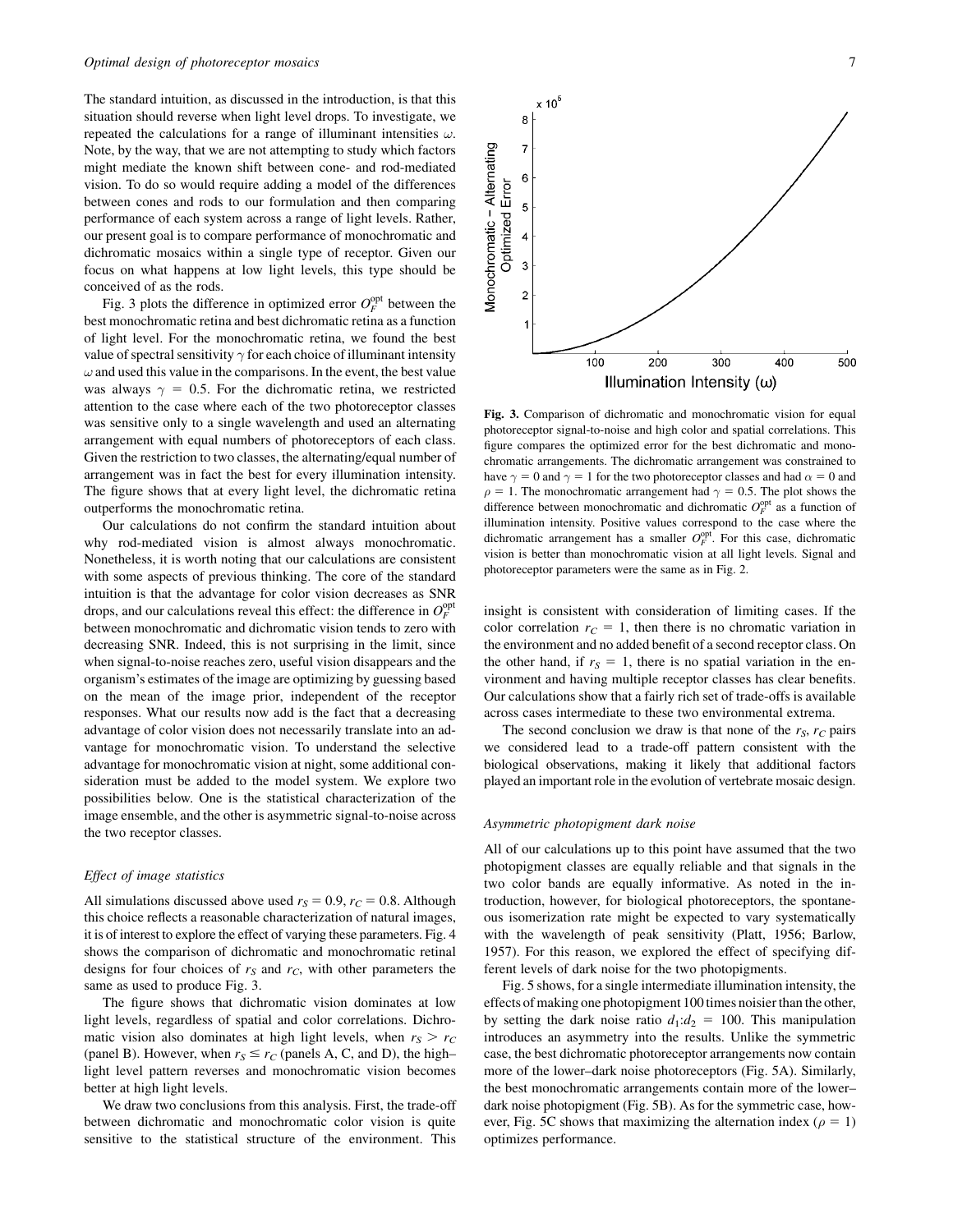The standard intuition, as discussed in the introduction, is that this situation should reverse when light level drops. To investigate, we repeated the calculations for a range of illuminant intensities $\omega$. Note, by the way, that we are not attempting to study which factors might mediate the known shift between cone- and rod-mediated vision. To do so would require adding a model of the differences between cones and rods to our formulation and then comparing performance of each system across a range of light levels. Rather, our present goal is to compare performance of monochromatic and dichromatic mosaics within a single type of receptor. Given our focus on what happens at low light levels, this type should be conceived of as the rods.

Fig. 3 plots the difference in optimized error $O_F^{\text{opt}}$ between the best monochromatic retina and best dichromatic retina as a function of light level. For the monochromatic retina, we found the best value of spectral sensitivity $\gamma$ for each choice of illuminant intensity $\omega$ and used this value in the comparisons. In the event, the best value was always $\gamma = 0.5$. For the dichromatic retina, we restricted attention to the case where each of the two photoreceptor classes was sensitive only to a single wavelength and used an alternating arrangement with equal numbers of photoreceptors of each class. Given the restriction to two classes, the alternating/equal number of arrangement was in fact the best for every illumination intensity. The figure shows that at every light level, the dichromatic retina outperforms the monochromatic retina.

Our calculations do not confirm the standard intuition about why rod-mediated vision is almost always monochromatic. Nonetheless, it is worth noting that our calculations are consistent with some aspects of previous thinking. The core of the standard intuition is that the advantage for color vision decreases as SNR drops, and our calculations reveal this effect: the difference in $O_F^{\text{opt}}$ between monochromatic and dichromatic vision tends to zero with decreasing SNR. Indeed, this is not surprising in the limit, since when signal-to-noise reaches zero, useful vision disappears and the organism's estimates of the image are optimizing by guessing based on the mean of the image prior, independent of the receptor responses. What our results now add is the fact that a decreasing advantage of color vision does not necessarily translate into an advantage for monochromatic vision. To understand the selective advantage for monochromatic vision at night, some additional consideration must be added to the model system. We explore two possibilities below. One is the statistical characterization of the image ensemble, and the other is asymmetric signal-to-noise across the two receptor classes.

### *Effect of image statistics*

All simulations discussed above used $r_S = 0.9$, $r_C = 0.8$. Although this choice reflects a reasonable characterization of natural images, it is of interest to explore the effect of varying these parameters. Fig. 4 shows the comparison of dichromatic and monochromatic retinal designs for four choices of $r_S$ and $r_C$, with other parameters the same as used to produce Fig. 3.

The figure shows that dichromatic vision dominates at low light levels, regardless of spatial and color correlations. Dichromatic vision also dominates at high light levels, when $r_S > r_C$ (panel B). However, when $r_S \leq r_C$ (panels A, C, and D), the high–light level pattern reverses and monochromatic vision becomes better at high light levels.

We draw two conclusions from this analysis. First, the trade-off between dichromatic and monochromatic color vision is quite sensitive to the statistical structure of the environment. This insight is consistent with consideration of limiting cases. If the color correlation $r_C = 1$, then there is no chromatic variation in the environment and no added benefit of a second receptor class. On the other hand, if $r_S = 1$, there is no spatial variation in the environment and having multiple receptor classes has clear benefits. Our calculations show that a fairly rich set of trade-offs is available across cases intermediate to these two environmental extrema.

The second conclusion we draw is that none of the $r_S$, $r_C$ pairs we considered lead to a trade-off pattern consistent with the biological observations, making it likely that additional factors played an important role in the evolution of vertebrate mosaic design.

**Fig. 3.** Comparison of dichromatic and monochromatic vision for equal photoreceptor signal-to-noise and high color and spatial correlations. This figure compares the optimized error for the best dichromatic and monochromatic arrangements. The dichromatic arrangement was constrained to have $\gamma = 0$ and $\gamma = 1$ for the two photoreceptor classes and had $\alpha = 0$ and $\rho = 1$. The monochromatic arrangement had $\gamma = 0.5$. The plot shows the difference between monochromatic and dichromatic $O_F^{\text{opt}}$ as a function of illumination intensity. Positive values correspond to the case where the dichromatic arrangement has a smaller $O_F^{\text{opt}}$. For this case, dichromatic vision is better than monochromatic vision at all light levels. Signal and photoreceptor parameters were the same as in Fig. 2.

### *Asymmetric photopigment dark noise*

All of our calculations up to this point have assumed that the two photopigment classes are equally reliable and that signals in the two color bands are equally informative. As noted in the introduction, however, for biological photoreceptors, the spontaneous isomerization rate might be expected to vary systematically with the wavelength of peak sensitivity (Platt, 1956; Barlow, 1957). For this reason, we explored the effect of specifying different levels of dark noise for the two photopigments.

Fig. 5 shows, for a single intermediate illumination intensity, the effects of making one photopigment 100 times noisier than the other, by setting the dark noise ratio $d_1$:$d_2$ = 100. This manipulation introduces an asymmetry into the results. Unlike the symmetric case, the best dichromatic photoreceptor arrangements now contain more of the lower–dark noise photoreceptors (Fig. 5A). Similarly, the best monochromatic arrangements contain more of the lower–dark noise photopigment (Fig. 5B). As for the symmetric case, however, Fig. 5C shows that maximizing the alternation index ($\rho = 1$) optimizes performance.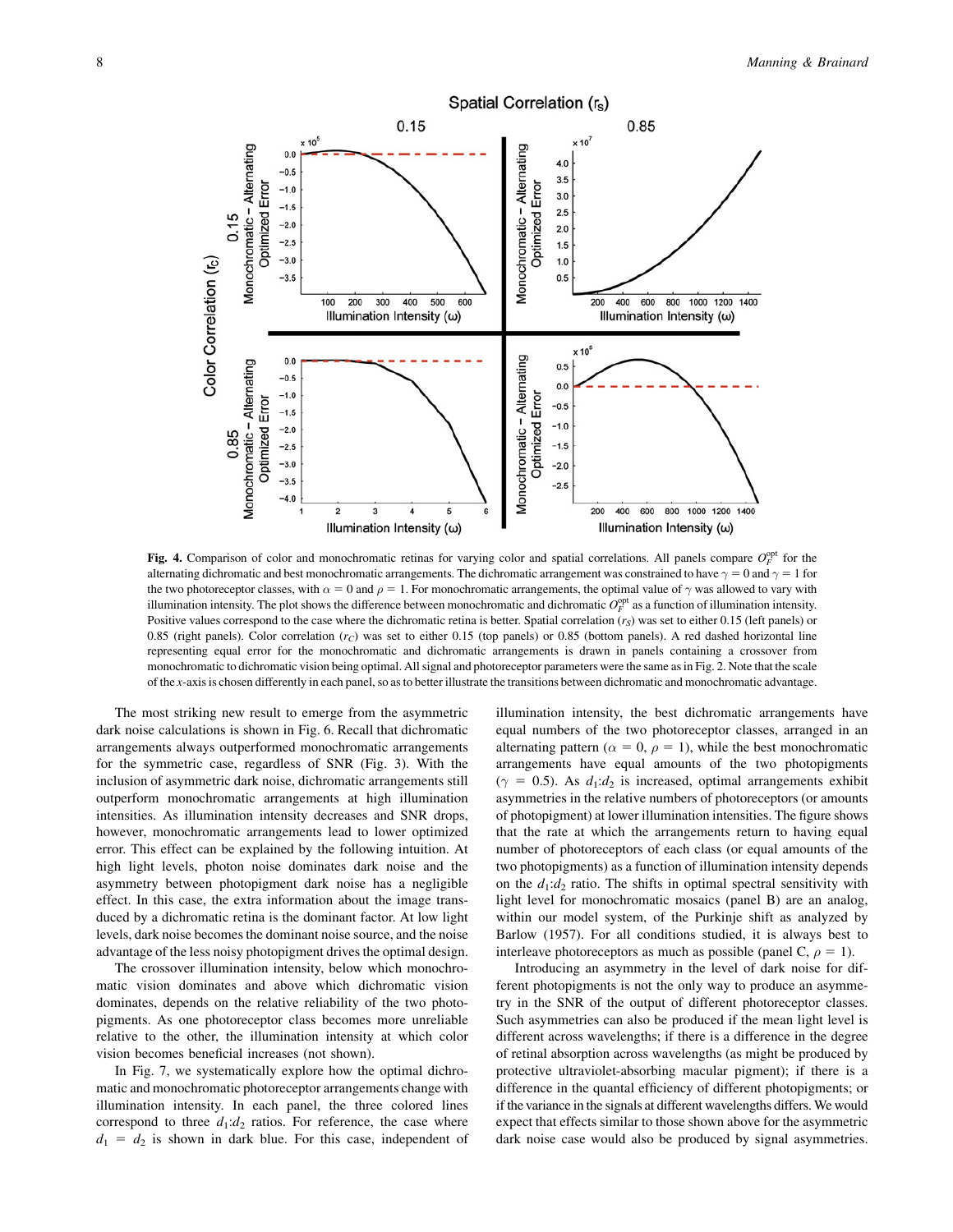**Fig. 4.** Comparison of color and monochromatic retinas for varying color and spatial correlations. All panels compare $O_F^{\text{opt}}$ for the alternating dichromatic and best monochromatic arrangements. The dichromatic arrangement was constrained to have $\gamma = 0$ and $\gamma = 1$ for the two photoreceptor classes, with $\alpha = 0$ and $\rho = 1$. For monochromatic arrangements, the optimal value of $\gamma$ was allowed to vary with illumination intensity. The plot shows the difference between monochromatic and dichromatic $O_F^{\text{opt}}$ as a function of illumination intensity. Positive values correspond to the case where the dichromatic retina is better. Spatial correlation ($r_S$) was set to either 0.15 (left panels) or 0.85 (right panels). Color correlation ($r_C$) was set to either 0.15 (top panels) or 0.85 (bottom panels). A red dashed horizontal line representing equal error for the monochromatic and dichromatic arrangements is drawn in panels containing a crossover from monochromatic to dichromatic vision being optimal. All signal and photoreceptor parameters were the same as in Fig. 2. Note that the scale of the $x$-axis is chosen differently in each panel, so as to better illustrate the transitions between dichromatic and monochromatic advantage.

The most striking new result to emerge from the asymmetric dark noise calculations is shown in Fig. 6. Recall that dichromatic arrangements always outperformed monochromatic arrangements for the symmetric case, regardless of SNR (Fig. 3). With the inclusion of asymmetric dark noise, dichromatic arrangements still outperform monochromatic arrangements at high illumination intensities. As illumination intensity decreases and SNR drops, however, monochromatic arrangements lead to lower optimized error. This effect can be explained by the following intuition. At high light levels, photon noise dominates dark noise and the asymmetry between photopigment dark noise has a negligible effect. In this case, the extra information about the image transduced by a dichromatic retina is the dominant factor. At low light levels, dark noise becomes the dominant noise source, and the noise advantage of the less noisy photopigment drives the optimal design.

The crossover illumination intensity, below which monochromatic vision dominates and above which dichromatic vision dominates, depends on the relative reliability of the two photopigments. As one photoreceptor class becomes more unreliable relative to the other, the illumination intensity at which color vision becomes beneficial increases (not shown).

In Fig. 7, we systematically explore how the optimal dichromatic and monochromatic photoreceptor arrangements change with illumination intensity. In each panel, the three colored lines correspond to three $d_1$:$d_2$ ratios. For reference, the case where $d_1 = d_2$ is shown in dark blue. For this case, independent of illumination intensity, the best dichromatic arrangements have equal numbers of the two photoreceptor classes, arranged in an alternating pattern ($\alpha = 0$, $\rho = 1$), while the best monochromatic arrangements have equal amounts of the two photopigments ($\gamma = 0.5$). As $d_1$:$d_2$ is increased, optimal arrangements exhibit asymmetries in the relative numbers of photoreceptors (or amounts of photopigment) at lower illumination intensities. The figure shows that the rate at which the arrangements return to having equal number of photoreceptors of each class (or equal amounts of the two photopigments) as a function of illumination intensity depends on the $d_1$:$d_2$ ratio. The shifts in optimal spectral sensitivity with light level for monochromatic mosaics (panel B) are an analog, within our model system, of the Purkinje shift as analyzed by Barlow (1957). For all conditions studied, it is always best to interleave photoreceptors as much as possible (panel C, $\rho = 1$).

Introducing an asymmetry in the level of dark noise for different photopigments is not the only way to produce an asymmetry in the SNR of the output of different photoreceptor classes. Such asymmetries can also be produced if the mean light level is different across wavelengths; if there is a difference in the degree of retinal absorption across wavelengths (as might be produced by protective ultraviolet-absorbing macular pigment); if there is a difference in the quantal efficiency of different photopigments; or if the variance in the signals at different wavelengths differs. We would expect that effects similar to those shown above for the asymmetric dark noise case would also be produced by signal asymmetries.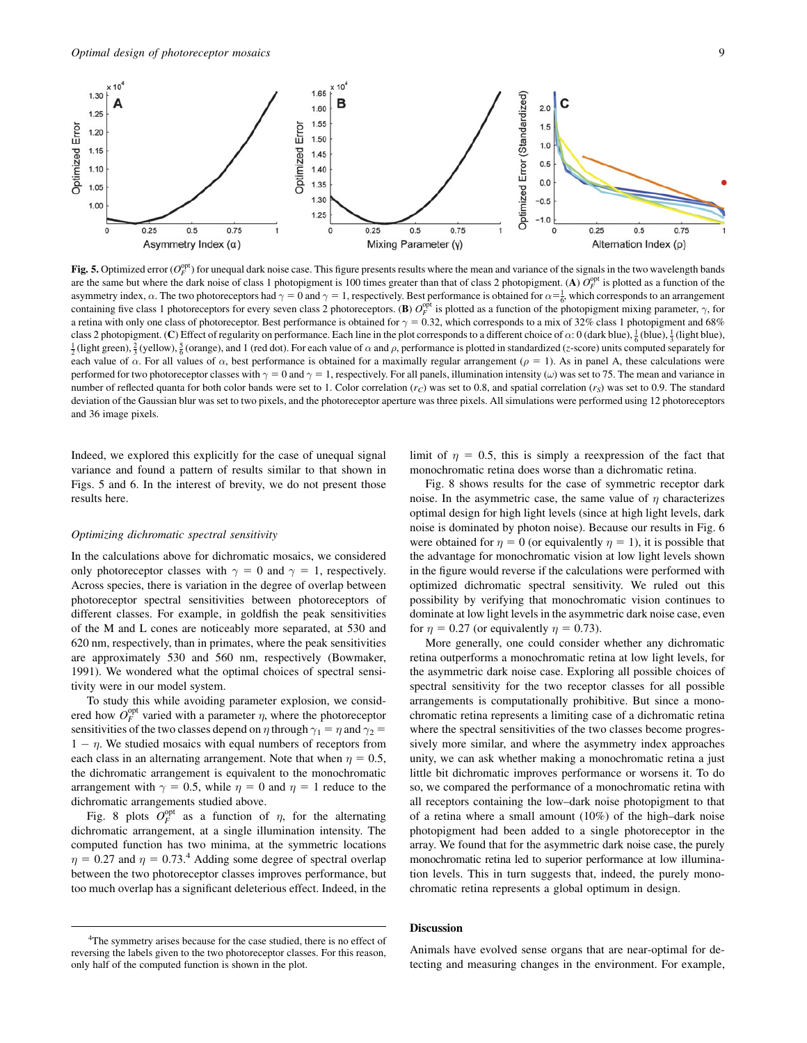**Fig. 5.** Optimized error ($O_F^{\text{opt}}$) for unequal dark noise case. This figure presents results where the mean and variance of the signals in the two wavelength bands are the same but where the dark noise of class 1 photopigment is 100 times greater than that of class 2 photopigment. (**A**) $O_F^{\text{opt}}$ is plotted as a function of the asymmetry index, $\alpha$. The two photoreceptors had $\gamma = 0$ and $\gamma = 1$, respectively. Best performance is obtained for $\alpha = \frac{1}{6}$, which corresponds to an arrangement containing five class 1 photoreceptors for every seven class 2 photoreceptors. (**B**) $O_F^{\text{opt}}$ is plotted as a function of the photopigment mixing parameter, $\gamma$, for a retina with only one class of photoreceptor. Best performance is obtained for $\gamma = 0.32$, which corresponds to a mix of 32% class 1 photopigment and 68% class 2 photopigment. (**C**) Effect of regularity on performance. Each line in the plot corresponds to a different choice of $\alpha$: 0 (dark blue), $\frac{1}{6}$ (blue), $\frac{1}{3}$ (light blue), $\frac{1}{2}$ (light green), $\frac{2}{3}$ (yellow), $\frac{5}{6}$ (orange), and 1 (red dot). For each value of $\alpha$ and $\rho$, performance is plotted in standardized ($z$-score) units computed separately for each value of $\alpha$. For all values of $\alpha$, best performance is obtained for a maximally regular arrangement ($\rho = 1$). As in panel A, these calculations were performed for two photoreceptor classes with $\gamma = 0$ and $\gamma = 1$, respectively. For all panels, illumination intensity ($\omega$) was set to 75. The mean and variance in number of reflected quanta for both color bands were set to 1. Color correlation ($r_C$) was set to 0.8, and spatial correlation ($r_S$) was set to 0.9. The standard deviation of the Gaussian blur was set to two pixels, and the photoreceptor aperture was three pixels. All simulations were performed using 12 photoreceptors and 36 image pixels.

Indeed, we explored this explicitly for the case of unequal signal variance and found a pattern of results similar to that shown in Figs. 5 and 6. In the interest of brevity, we do not present those results here.

### Optimizing dichromatic spectral sensitivity

In the calculations above for dichromatic mosaics, we considered only photoreceptor classes with $\gamma = 0$ and $\gamma = 1$, respectively. Across species, there is variation in the degree of overlap between photoreceptor spectral sensitivities between photoreceptors of different classes. For example, in goldfish the peak sensitivities of the M and L cones are noticeably more separated, at 530 and 620 nm, respectively, than in primates, where the peak sensitivities are approximately 530 and 560 nm, respectively (Bowmaker, 1991). We wondered what the optimal choices of spectral sensitivity were in our model system.

To study this while avoiding parameter explosion, we considered how $O_F^{\text{opt}}$ varied with a parameter $\eta$, where the photoreceptor sensitivities of the two classes depend on $\eta$ through $\gamma_1 = \eta$ and $\gamma_2 = 1 - \eta$. We studied mosaics with equal numbers of receptors from each class in an alternating arrangement. Note that when $\eta = 0.5$, the dichromatic arrangement is equivalent to the monochromatic arrangement with $\gamma = 0.5$, while $\eta = 0$ and $\eta = 1$ reduce to the dichromatic arrangements studied above.

Fig. 8 plots $O_F^{\text{opt}}$ as a function of $\eta$, for the alternating dichromatic arrangement, at a single illumination intensity. The computed function has two minima, at the symmetric locations $\eta = 0.27$ and $\eta = 0.73$.[4] Adding some degree of spectral overlap between the two photoreceptor classes improves performance, but too much overlap has a significant deleterious effect. Indeed, in the limit of $\eta = 0.5$, this is simply a reexpression of the fact that monochromatic retina does worse than a dichromatic retina.

Fig. 8 shows results for the case of symmetric receptor dark noise. In the asymmetric case, the same value of $\eta$ characterizes optimal design for high light levels (since at high light levels, dark noise is dominated by photon noise). Because our results in Fig. 6 were obtained for $\eta = 0$ (or equivalently $\eta = 1$), it is possible that the advantage for monochromatic vision at low light levels shown in the figure would reverse if the calculations were performed with optimized dichromatic spectral sensitivity. We ruled out this possibility by verifying that monochromatic vision continues to dominate at low light levels in the asymmetric dark noise case, even for $\eta = 0.27$ (or equivalently $\eta = 0.73$).

More generally, one could consider whether any dichromatic retina outperforms a monochromatic retina at low light levels, for the asymmetric dark noise case. Exploring all possible choices of spectral sensitivity for the two receptor classes for all possible arrangements is computationally prohibitive. But since a monochromatic retina represents a limiting case of a dichromatic retina where the spectral sensitivities of the two classes become progressively more similar, and where the asymmetry index approaches unity, we can ask whether making a monochromatic retina a just little bit dichromatic improves performance or worsens it. To do so, we compared the performance of a monochromatic retina with all receptors containing the low–dark noise photopigment to that of a retina where a small amount (10%) of the high–dark noise photopigment had been added to a single photoreceptor in the array. We found that for the asymmetric dark noise case, the purely monochromatic retina led to superior performance at low illumination levels. This in turn suggests that, indeed, the purely monochromatic retina represents a global optimum in design.

## Discussion

Animals have evolved sense organs that are near-optimal for detecting and measuring changes in the environment. For example,

[4] The symmetry arises because for the case studied, there is no effect of reversing the labels given to the two photoreceptor classes. For this reason, only half of the computed function is shown in the plot.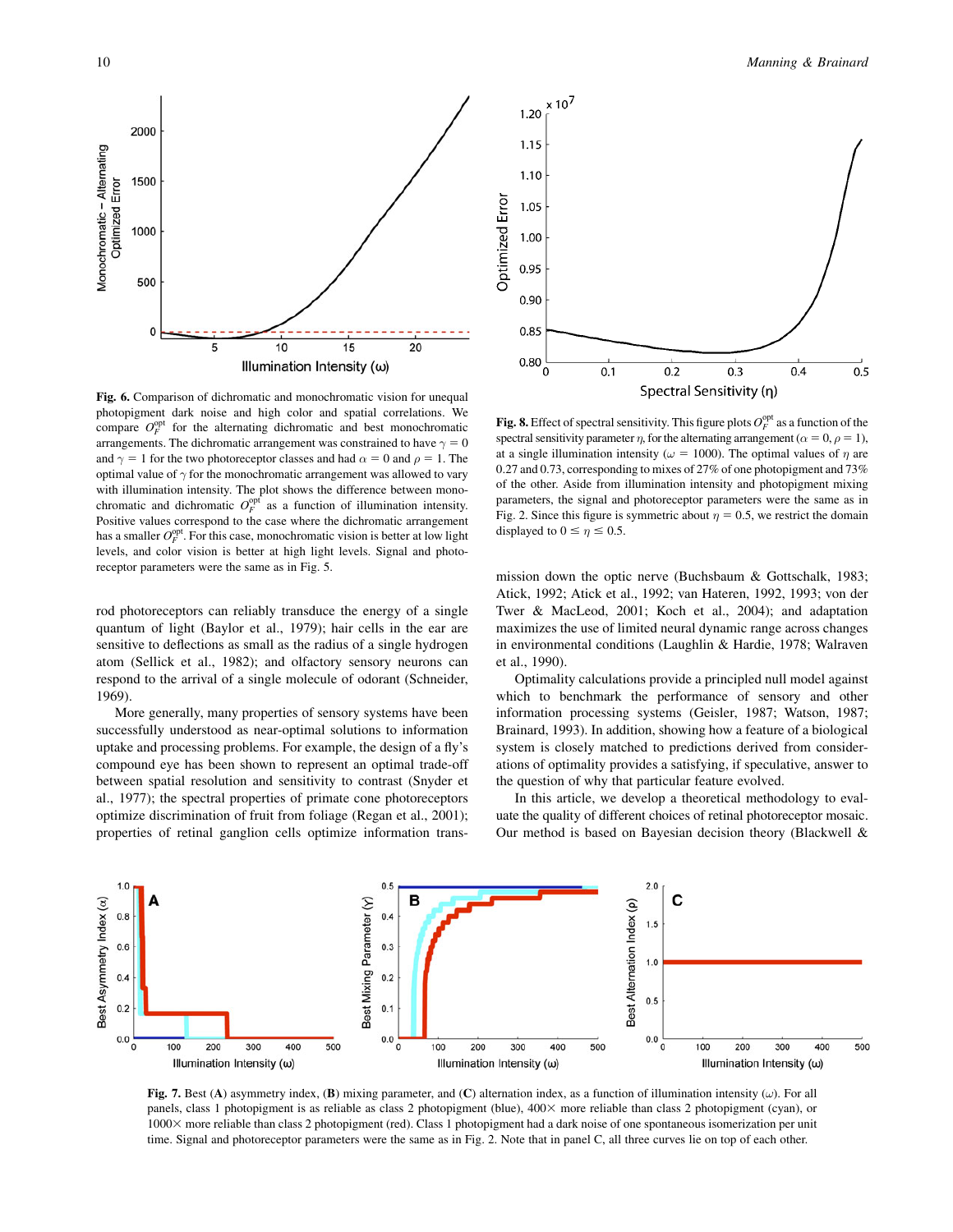**Fig. 6.** Comparison of dichromatic and monochromatic vision for unequal photopigment dark noise and high color and spatial correlations. We compare $O_F^{\text{opt}}$ for the alternating dichromatic and best monochromatic arrangements. The dichromatic arrangement was constrained to have $\gamma = 0$ and $\gamma = 1$ for the two photoreceptor classes and had $\alpha = 0$ and $\rho = 1$. The optimal value of $\gamma$ for the monochromatic arrangement was allowed to vary with illumination intensity. The plot shows the difference between monochromatic and dichromatic $O_F^{\text{opt}}$ as a function of illumination intensity. Positive values correspond to the case where the dichromatic arrangement has a smaller $O_F^{\text{opt}}$. For this case, monochromatic vision is better at low light levels, and color vision is better at high light levels. Signal and photoreceptor parameters were the same as in Fig. 5.

**Fig. 8.** Effect of spectral sensitivity. This figure plots $O_F^{\text{opt}}$ as a function of the spectral sensitivity parameter $\eta$, for the alternating arrangement ($\alpha = 0, \rho = 1$), at a single illumination intensity ($\omega = 1000$). The optimal values of $\eta$ are 0.27 and 0.73, corresponding to mixes of 27% of one photopigment and 73% of the other. Aside from illumination intensity and photopigment mixing parameters, the signal and photoreceptor parameters were the same as in Fig. 2. Since this figure is symmetric about $\eta = 0.5$, we restrict the domain displayed to $0 \leq \eta \leq 0.5$.

rod photoreceptors can reliably transduce the energy of a single quantum of light (Baylor et al., 1979); hair cells in the ear are sensitive to deflections as small as the radius of a single hydrogen atom (Sellick et al., 1982); and olfactory sensory neurons can respond to the arrival of a single molecule of odorant (Schneider, 1969).

More generally, many properties of sensory systems have been successfully understood as near-optimal solutions to information uptake and processing problems. For example, the design of a fly's compound eye has been shown to represent an optimal trade-off between spatial resolution and sensitivity to contrast (Snyder et al., 1977); the spectral properties of primate cone photoreceptors optimize discrimination of fruit from foliage (Regan et al., 2001); properties of retinal ganglion cells optimize information transmission down the optic nerve (Buchsbaum & Gottschalk, 1983; Atick, 1992; Atick et al., 1992; van Hateren, 1992, 1993; von der Twer & MacLeod, 2001; Koch et al., 2004); and adaptation maximizes the use of limited neural dynamic range across changes in environmental conditions (Laughlin & Hardie, 1978; Walraven et al., 1990).

Optimality calculations provide a principled null model against which to benchmark the performance of sensory and other information processing systems (Geisler, 1987; Watson, 1987; Brainard, 1993). In addition, showing how a feature of a biological system is closely matched to predictions derived from considerations of optimality provides a satisfying, if speculative, answer to the question of why that particular feature evolved.

In this article, we develop a theoretical methodology to evaluate the quality of different choices of retinal photoreceptor mosaic. Our method is based on Bayesian decision theory (Blackwell &

**Fig. 7.** Best (**A**) asymmetry index, (**B**) mixing parameter, and (**C**) alternation index, as a function of illumination intensity ($\omega$). For all panels, class 1 photopigment is as reliable as class 2 photopigment (blue), 400× more reliable than class 2 photopigment (cyan), or 1000× more reliable than class 2 photopigment (red). Class 1 photopigment had a dark noise of one spontaneous isomerization per unit time. Signal and photoreceptor parameters were the same as in Fig. 2. Note that in panel C, all three curves lie on top of each other.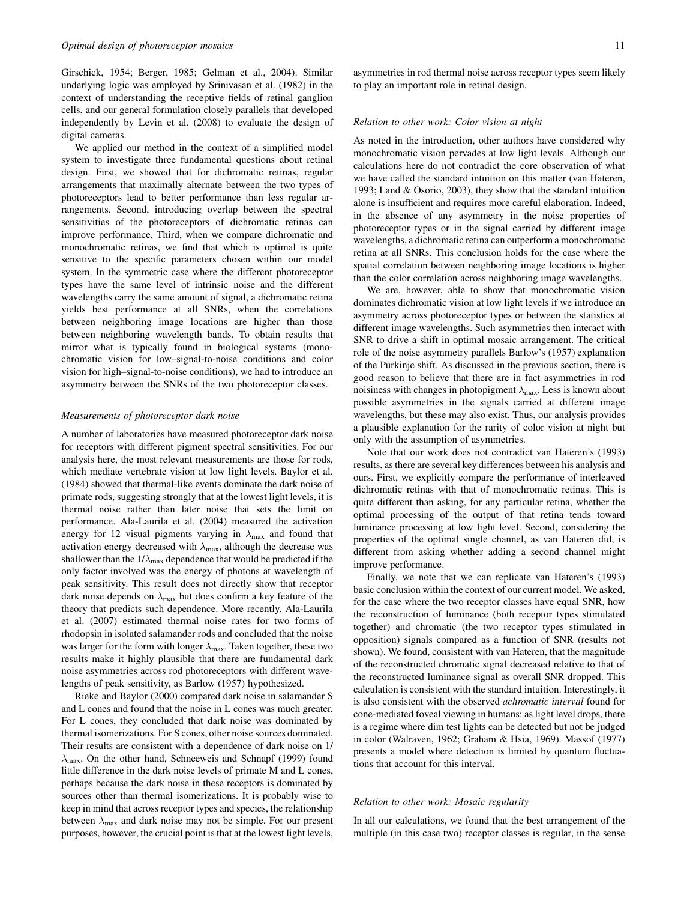Girschick, 1954; Berger, 1985; Gelman et al., 2004). Similar underlying logic was employed by Srinivasan et al. (1982) in the context of understanding the receptive fields of retinal ganglion cells, and our general formulation closely parallels that developed independently by Levin et al. (2008) to evaluate the design of digital cameras.

We applied our method in the context of a simplified model system to investigate three fundamental questions about retinal design. First, we showed that for dichromatic retinas, regular arrangements that maximally alternate between the two types of photoreceptors lead to better performance than less regular arrangements. Second, introducing overlap between the spectral sensitivities of the photoreceptors of dichromatic retinas can improve performance. Third, when we compare dichromatic and monochromatic retinas, we find that which is optimal is quite sensitive to the specific parameters chosen within our model system. In the symmetric case where the different photoreceptor types have the same level of intrinsic noise and the different wavelengths carry the same amount of signal, a dichromatic retina yields best performance at all SNRs, when the correlations between neighboring image locations are higher than those between neighboring wavelength bands. To obtain results that mirror what is typically found in biological systems (monochromatic vision for low–signal-to-noise conditions and color vision for high–signal-to-noise conditions), we had to introduce an asymmetry between the SNRs of the two photoreceptor classes.

### *Measurements of photoreceptor dark noise*

A number of laboratories have measured photoreceptor dark noise for receptors with different pigment spectral sensitivities. For our analysis here, the most relevant measurements are those for rods, which mediate vertebrate vision at low light levels. Baylor et al. (1984) showed that thermal-like events dominate the dark noise of primate rods, suggesting strongly that at the lowest light levels, it is thermal noise rather than later noise that sets the limit on performance. Ala-Laurila et al. (2004) measured the activation energy for 12 visual pigments varying in $\lambda_{\max}$ and found that activation energy decreased with $\lambda_{\max}$, although the decrease was shallower than the $1/\lambda_{\max}$ dependence that would be predicted if the only factor involved was the energy of photons at wavelength of peak sensitivity. This result does not directly show that receptor dark noise depends on $\lambda_{\max}$ but does confirm a key feature of the theory that predicts such dependence. More recently, Ala-Laurila et al. (2007) estimated thermal noise rates for two forms of rhodopsin in isolated salamander rods and concluded that the noise was larger for the form with longer $\lambda_{\max}$. Taken together, these two results make it highly plausible that there are fundamental dark noise asymmetries across rod photoreceptors with different wavelengths of peak sensitivity, as Barlow (1957) hypothesized.

Rieke and Baylor (2000) compared dark noise in salamander S and L cones and found that the noise in L cones was much greater. For L cones, they concluded that dark noise was dominated by thermal isomerizations. For S cones, other noise sources dominated. Their results are consistent with a dependence of dark noise on $1/\lambda_{\max}$. On the other hand, Schneeweis and Schnapf (1999) found little difference in the dark noise levels of primate M and L cones, perhaps because the dark noise in these receptors is dominated by sources other than thermal isomerizations. It is probably wise to keep in mind that across receptor types and species, the relationship between $\lambda_{\max}$ and dark noise may not be simple. For our present purposes, however, the crucial point is that at the lowest light levels, asymmetries in rod thermal noise across receptor types seem likely to play an important role in retinal design.

### *Relation to other work: Color vision at night*

As noted in the introduction, other authors have considered why monochromatic vision pervades at low light levels. Although our calculations here do not contradict the core observation of what we have called the standard intuition on this matter (van Hateren, 1993; Land & Osorio, 2003), they show that the standard intuition alone is insufficient and requires more careful elaboration. Indeed, in the absence of any asymmetry in the noise properties of photoreceptor types or in the signal carried by different image wavelengths, a dichromatic retina can outperform a monochromatic retina at all SNRs. This conclusion holds for the case where the spatial correlation between neighboring image locations is higher than the color correlation across neighboring image wavelengths.

We are, however, able to show that monochromatic vision dominates dichromatic vision at low light levels if we introduce an asymmetry across photoreceptor types or between the statistics at different image wavelengths. Such asymmetries then interact with SNR to drive a shift in optimal mosaic arrangement. The critical role of the noise asymmetry parallels Barlow's (1957) explanation of the Purkinje shift. As discussed in the previous section, there is good reason to believe that there are in fact asymmetries in rod noisiness with changes in photopigment $\lambda_{\max}$. Less is known about possible asymmetries in the signals carried at different image wavelengths, but these may also exist. Thus, our analysis provides a plausible explanation for the rarity of color vision at night but only with the assumption of asymmetries.

Note that our work does not contradict van Hateren's (1993) results, as there are several key differences between his analysis and ours. First, we explicitly compare the performance of interleaved dichromatic retinas with that of monochromatic retinas. This is quite different than asking, for any particular retina, whether the optimal processing of the output of that retina tends toward luminance processing at low light level. Second, considering the properties of the optimal single channel, as van Hateren did, is different from asking whether adding a second channel might improve performance.

Finally, we note that we can replicate van Hateren's (1993) basic conclusion within the context of our current model. We asked, for the case where the two receptor classes have equal SNR, how the reconstruction of luminance (both receptor types stimulated together) and chromatic (the two receptor types stimulated in opposition) signals compared as a function of SNR (results not shown). We found, consistent with van Hateren, that the magnitude of the reconstructed chromatic signal decreased relative to that of the reconstructed luminance signal as overall SNR dropped. This calculation is consistent with the standard intuition. Interestingly, it is also consistent with the observed *achromatic interval* found for cone-mediated foveal viewing in humans: as light level drops, there is a regime where dim test lights can be detected but not be judged in color (Walraven, 1962; Graham & Hsia, 1969). Massof (1977) presents a model where detection is limited by quantum fluctuations that account for this interval.

### *Relation to other work: Mosaic regularity*

In all our calculations, we found that the best arrangement of the multiple (in this case two) receptor classes is regular, in the sense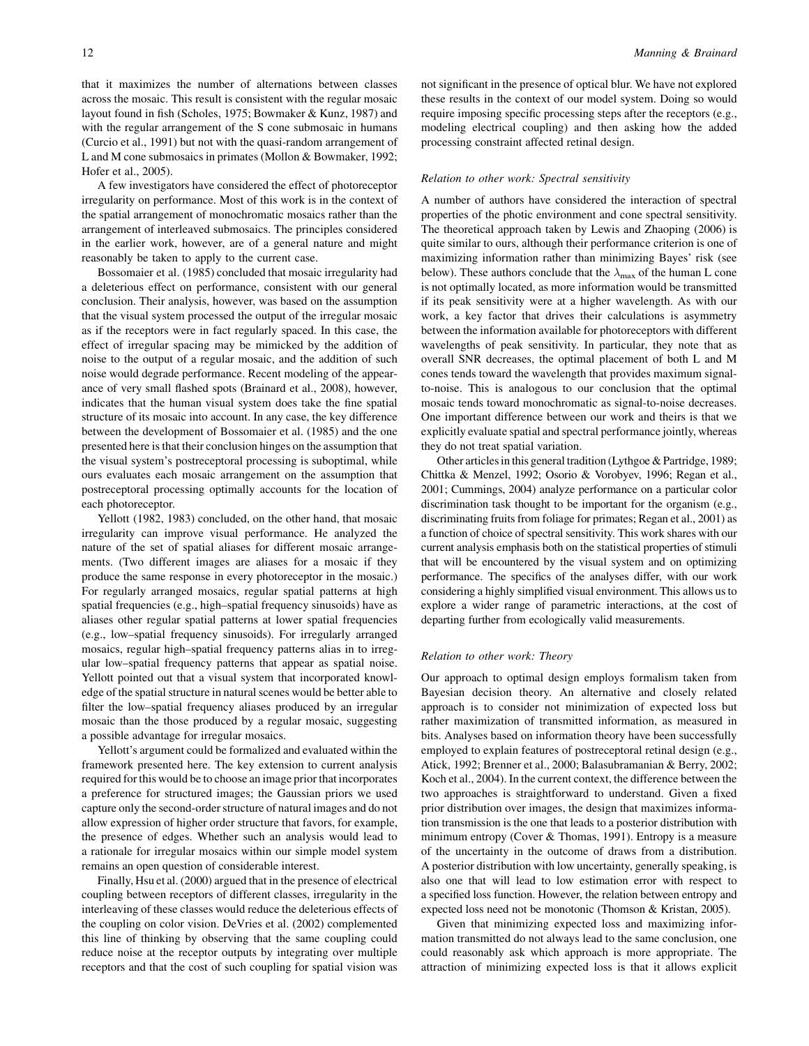that it maximizes the number of alternations between classes across the mosaic. This result is consistent with the regular mosaic layout found in fish (Scholes, 1975; Bowmaker & Kunz, 1987) and with the regular arrangement of the S cone submosaic in humans (Curcio et al., 1991) but not with the quasi-random arrangement of L and M cone submosaics in primates (Mollon & Bowmaker, 1992; Hofer et al., 2005).

A few investigators have considered the effect of photoreceptor irregularity on performance. Most of this work is in the context of the spatial arrangement of monochromatic mosaics rather than the arrangement of interleaved submosaics. The principles considered in the earlier work, however, are of a general nature and might reasonably be taken to apply to the current case.

Bossomaier et al. (1985) concluded that mosaic irregularity had a deleterious effect on performance, consistent with our general conclusion. Their analysis, however, was based on the assumption that the visual system processed the output of the irregular mosaic as if the receptors were in fact regularly spaced. In this case, the effect of irregular spacing may be mimicked by the addition of noise to the output of a regular mosaic, and the addition of such noise would degrade performance. Recent modeling of the appearance of very small flashed spots (Brainard et al., 2008), however, indicates that the human visual system does take the fine spatial structure of its mosaic into account. In any case, the key difference between the development of Bossomaier et al. (1985) and the one presented here is that their conclusion hinges on the assumption that the visual system's postreceptoral processing is suboptimal, while ours evaluates each mosaic arrangement on the assumption that postreceptoral processing optimally accounts for the location of each photoreceptor.

Yellott (1982, 1983) concluded, on the other hand, that mosaic irregularity can improve visual performance. He analyzed the nature of the set of spatial aliases for different mosaic arrangements. (Two different images are aliases for a mosaic if they produce the same response in every photoreceptor in the mosaic.) For regularly arranged mosaics, regular spatial patterns at high spatial frequencies (e.g., high–spatial frequency sinusoids) have as aliases other regular spatial patterns at lower spatial frequencies (e.g., low–spatial frequency sinusoids). For irregularly arranged mosaics, regular high–spatial frequency patterns alias in to irregular low–spatial frequency patterns that appear as spatial noise. Yellott pointed out that a visual system that incorporated knowledge of the spatial structure in natural scenes would be better able to filter the low–spatial frequency aliases produced by an irregular mosaic than the those produced by a regular mosaic, suggesting a possible advantage for irregular mosaics.

Yellott's argument could be formalized and evaluated within the framework presented here. The key extension to current analysis required for this would be to choose an image prior that incorporates a preference for structured images; the Gaussian priors we used capture only the second-order structure of natural images and do not allow expression of higher order structure that favors, for example, the presence of edges. Whether such an analysis would lead to a rationale for irregular mosaics within our simple model system remains an open question of considerable interest.

Finally, Hsu et al. (2000) argued that in the presence of electrical coupling between receptors of different classes, irregularity in the interleaving of these classes would reduce the deleterious effects of the coupling on color vision. DeVries et al. (2002) complemented this line of thinking by observing that the same coupling could reduce noise at the receptor outputs by integrating over multiple receptors and that the cost of such coupling for spatial vision was not significant in the presence of optical blur. We have not explored these results in the context of our model system. Doing so would require imposing specific processing steps after the receptors (e.g., modeling electrical coupling) and then asking how the added processing constraint affected retinal design.

### *Relation to other work: Spectral sensitivity*

A number of authors have considered the interaction of spectral properties of the photic environment and cone spectral sensitivity. The theoretical approach taken by Lewis and Zhaoping (2006) is quite similar to ours, although their performance criterion is one of maximizing information rather than minimizing Bayes' risk (see below). These authors conclude that the $\lambda_{\max}$ of the human L cone is not optimally located, as more information would be transmitted if its peak sensitivity were at a higher wavelength. As with our work, a key factor that drives their calculations is asymmetry between the information available for photoreceptors with different wavelengths of peak sensitivity. In particular, they note that as overall SNR decreases, the optimal placement of both L and M cones tends toward the wavelength that provides maximum signal-to-noise. This is analogous to our conclusion that the optimal mosaic tends toward monochromatic as signal-to-noise decreases. One important difference between our work and theirs is that we explicitly evaluate spatial and spectral performance jointly, whereas they do not treat spatial variation.

Other articles in this general tradition (Lythgoe & Partridge, 1989; Chittka & Menzel, 1992; Osorio & Vorobyev, 1996; Regan et al., 2001; Cummings, 2004) analyze performance on a particular color discrimination task thought to be important for the organism (e.g., discriminating fruits from foliage for primates; Regan et al., 2001) as a function of choice of spectral sensitivity. This work shares with our current analysis emphasis both on the statistical properties of stimuli that will be encountered by the visual system and on optimizing performance. The specifics of the analyses differ, with our work considering a highly simplified visual environment. This allows us to explore a wider range of parametric interactions, at the cost of departing further from ecologically valid measurements.

### *Relation to other work: Theory*

Our approach to optimal design employs formalism taken from Bayesian decision theory. An alternative and closely related approach is to consider not minimization of expected loss but rather maximization of transmitted information, as measured in bits. Analyses based on information theory have been successfully employed to explain features of postreceptoral retinal design (e.g., Atick, 1992; Brenner et al., 2000; Balasubramanian & Berry, 2002; Koch et al., 2004). In the current context, the difference between the two approaches is straightforward to understand. Given a fixed prior distribution over images, the design that maximizes information transmission is the one that leads to a posterior distribution with minimum entropy (Cover & Thomas, 1991). Entropy is a measure of the uncertainty in the outcome of draws from a distribution. A posterior distribution with low uncertainty, generally speaking, is also one that will lead to low estimation error with respect to a specified loss function. However, the relation between entropy and expected loss need not be monotonic (Thomson & Kristan, 2005).

Given that minimizing expected loss and maximizing information transmitted do not always lead to the same conclusion, one could reasonably ask which approach is more appropriate. The attraction of minimizing expected loss is that it allows explicit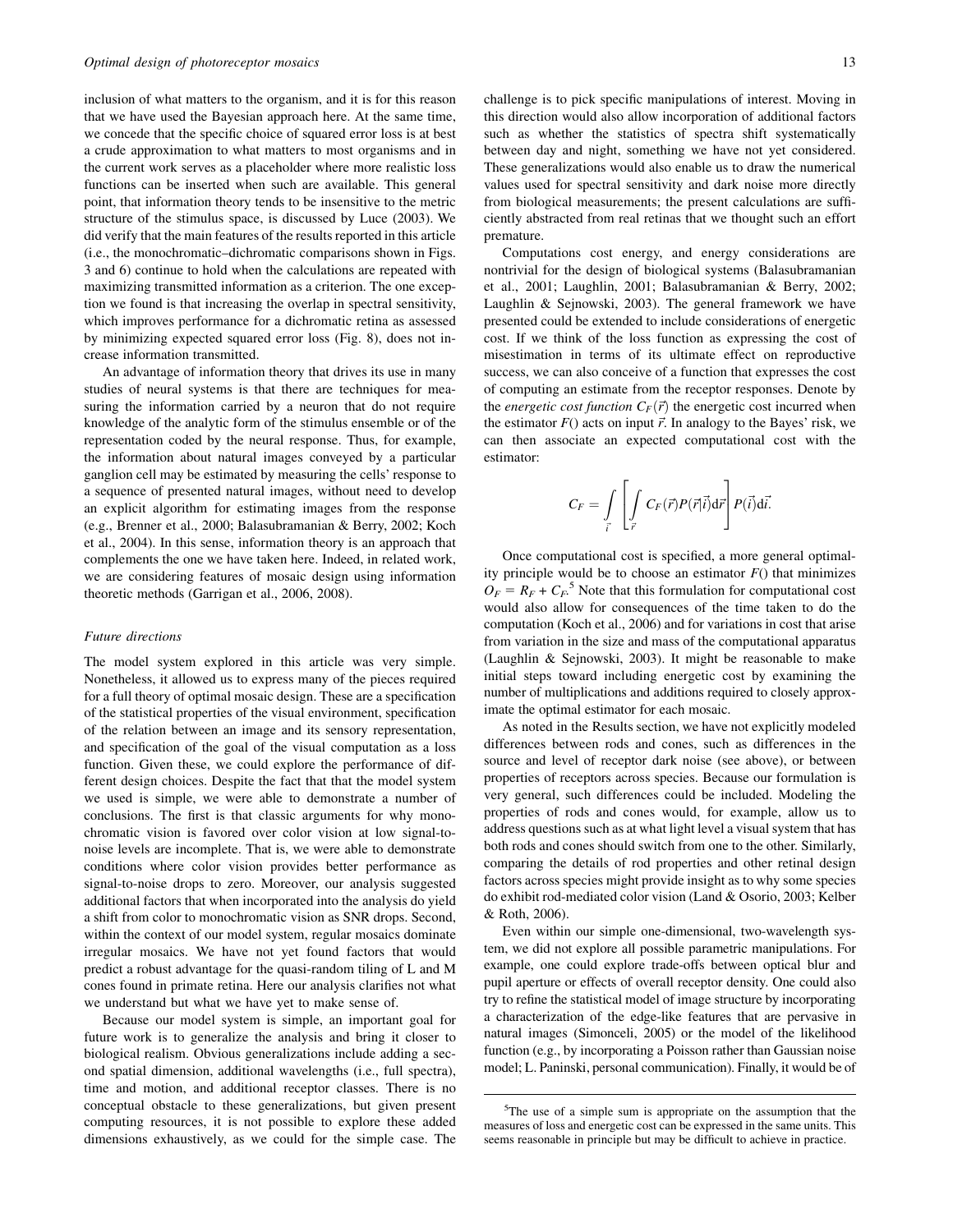inclusion of what matters to the organism, and it is for this reason that we have used the Bayesian approach here. At the same time, we concede that the specific choice of squared error loss is at best a crude approximation to what matters to most organisms and in the current work serves as a placeholder where more realistic loss functions can be inserted when such are available. This general point, that information theory tends to be insensitive to the metric structure of the stimulus space, is discussed by Luce (2003). We did verify that the main features of the results reported in this article (i.e., the monochromatic–dichromatic comparisons shown in Figs. 3 and 6) continue to hold when the calculations are repeated with maximizing transmitted information as a criterion. The one exception we found is that increasing the overlap in spectral sensitivity, which improves performance for a dichromatic retina as assessed by minimizing expected squared error loss (Fig. 8), does not increase information transmitted.

An advantage of information theory that drives its use in many studies of neural systems is that there are techniques for measuring the information carried by a neuron that do not require knowledge of the analytic form of the stimulus ensemble or of the representation coded by the neural response. Thus, for example, the information about natural images conveyed by a particular ganglion cell may be estimated by measuring the cells' response to a sequence of presented natural images, without need to develop an explicit algorithm for estimating images from the response (e.g., Brenner et al., 2000; Balasubramanian & Berry, 2002; Koch et al., 2004). In this sense, information theory is an approach that complements the one we have taken here. Indeed, in related work, we are considering features of mosaic design using information theoretic methods (Garrigan et al., 2006, 2008).

### *Future directions*

The model system explored in this article was very simple. Nonetheless, it allowed us to express many of the pieces required for a full theory of optimal mosaic design. These are a specification of the statistical properties of the visual environment, specification of the relation between an image and its sensory representation, and specification of the goal of the visual computation as a loss function. Given these, we could explore the performance of different design choices. Despite the fact that that the model system we used is simple, we were able to demonstrate a number of conclusions. The first is that classic arguments for why monochromatic vision is favored over color vision at low signal-to-noise levels are incomplete. That is, we were able to demonstrate conditions where color vision provides better performance as signal-to-noise drops to zero. Moreover, our analysis suggested additional factors that when incorporated into the analysis do yield a shift from color to monochromatic vision as SNR drops. Second, within the context of our model system, regular mosaics dominate irregular mosaics. We have not yet found factors that would predict a robust advantage for the quasi-random tiling of L and M cones found in primate retina. Here our analysis clarifies not what we understand but what we have yet to make sense of.

Because our model system is simple, an important goal for future work is to generalize the analysis and bring it closer to biological realism. Obvious generalizations include adding a second spatial dimension, additional wavelengths (i.e., full spectra), time and motion, and additional receptor classes. There is no conceptual obstacle to these generalizations, but given present computing resources, it is not possible to explore these added dimensions exhaustively, as we could for the simple case. The challenge is to pick specific manipulations of interest. Moving in this direction would also allow incorporation of additional factors such as whether the statistics of spectra shift systematically between day and night, something we have not yet considered. These generalizations would also enable us to draw the numerical values used for spectral sensitivity and dark noise more directly from biological measurements; the present calculations are sufficiently abstracted from real retinas that we thought such an effort premature.

Computations cost energy, and energy considerations are nontrivial for the design of biological systems (Balasubramanian et al., 2001; Laughlin, 2001; Balasubramanian & Berry, 2002; Laughlin & Sejnowski, 2003). The general framework we have presented could be extended to include considerations of energetic cost. If we think of the loss function as expressing the cost of misestimation in terms of its ultimate effect on reproductive success, we can also conceive of a function that expresses the cost of computing an estimate from the receptor responses. Denote by the *energetic cost function* $C_F(\vec{r})$ the energetic cost incurred when the estimator $F()$ acts on input $\vec{r}$. In analogy to the Bayes' risk, we can then associate an expected computational cost with the estimator:

$$C_F = \int_{\vec{i}} \left[ \int_{\vec{r}} C_F(\vec{r}) P(\vec{r}|\vec{i}) \mathrm{d}\vec{r} \right] P(\vec{i}) \mathrm{d}\vec{i}.$$

Once computational cost is specified, a more general optimality principle would be to choose an estimator $F()$ that minimizes $O_F = R_F + C_F$.[5] Note that this formulation for computational cost would also allow for consequences of the time taken to do the computation (Koch et al., 2006) and for variations in cost that arise from variation in the size and mass of the computational apparatus (Laughlin & Sejnowski, 2003). It might be reasonable to make initial steps toward including energetic cost by examining the number of multiplications and additions required to closely approximate the optimal estimator for each mosaic.

As noted in the Results section, we have not explicitly modeled differences between rods and cones, such as differences in the source and level of receptor dark noise (see above), or between properties of receptors across species. Because our formulation is very general, such differences could be included. Modeling the properties of rods and cones would, for example, allow us to address questions such as at what light level a visual system that has both rods and cones should switch from one to the other. Similarly, comparing the details of rod properties and other retinal design factors across species might provide insight as to why some species do exhibit rod-mediated color vision (Land & Osorio, 2003; Kelber & Roth, 2006).

Even within our simple one-dimensional, two-wavelength system, we did not explore all possible parametric manipulations. For example, one could explore trade-offs between optical blur and pupil aperture or effects of overall receptor density. One could also try to refine the statistical model of image structure by incorporating a characterization of the edge-like features that are pervasive in natural images (Simonceli, 2005) or the model of the likelihood function (e.g., by incorporating a Poisson rather than Gaussian noise model; L. Paninski, personal communication). Finally, it would be of

[5] The use of a simple sum is appropriate on the assumption that the measures of loss and energetic cost can be expressed in the same units. This seems reasonable in principle but may be difficult to achieve in practice.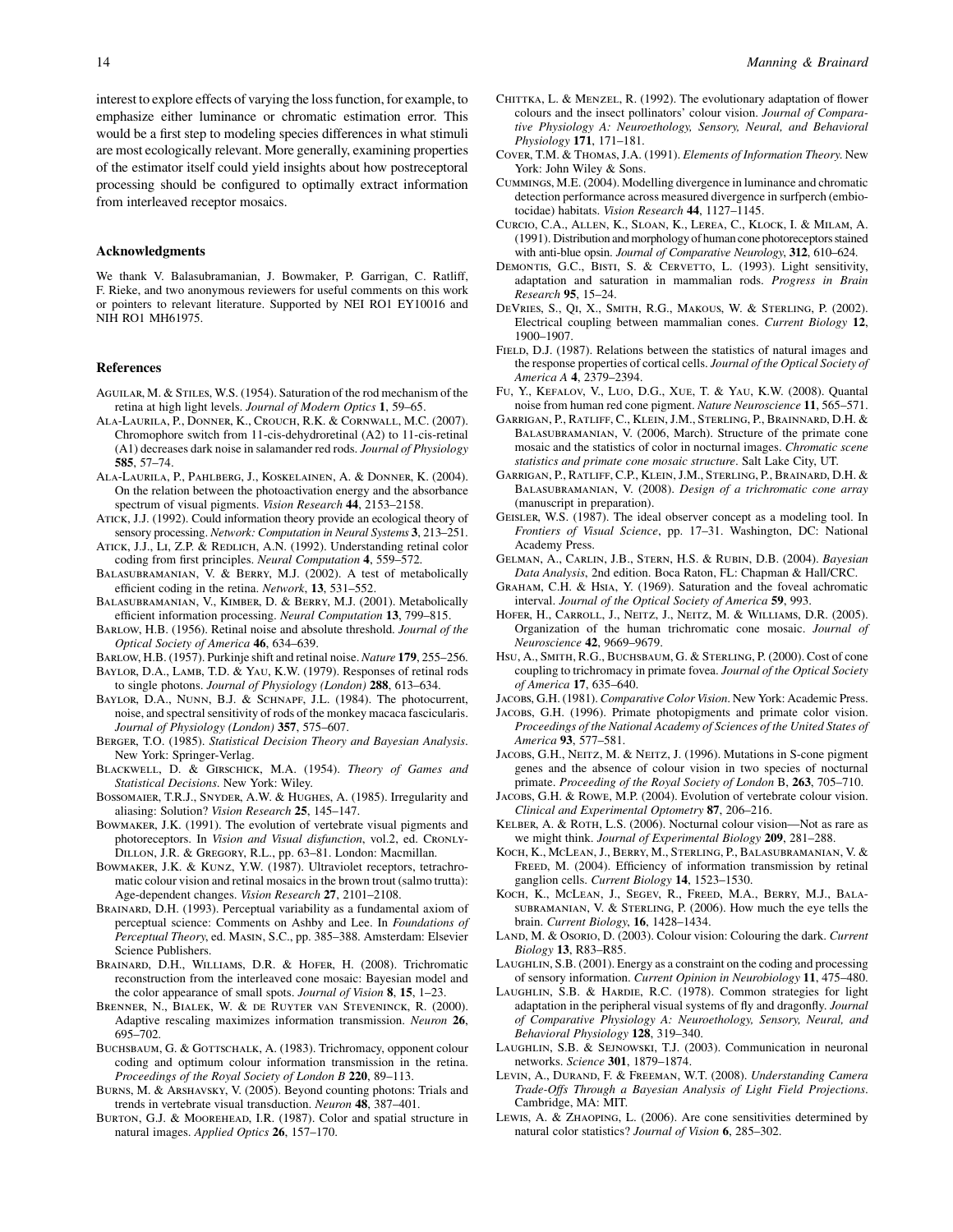interest to explore effects of varying the loss function, for example, to emphasize either luminance or chromatic estimation error. This would be a first step to modeling species differences in what stimuli are most ecologically relevant. More generally, examining properties of the estimator itself could yield insights about how postreceptoral processing should be configured to optimally extract information from interleaved receptor mosaics.

## Acknowledgments

We thank V. Balasubramanian, J. Bowmaker, P. Garrigan, C. Ratliff, F. Rieke, and two anonymous reviewers for useful comments on this work or pointers to relevant literature. Supported by NEI RO1 EY10016 and NIH RO1 MH61975.

## References

Aguilar, M. & Stiles, W.S. (1954). Saturation of the rod mechanism of the retina at high light levels. *Journal of Modern Optics* **1**, 59–65.

Ala-Laurila, P., Donner, K., Crouch, R.K. & Cornwall, M.C. (2007). Chromophore switch from 11-cis-dehydroretinal (A2) to 11-cis-retinal (A1) decreases dark noise in salamander red rods. *Journal of Physiology* **585**, 57–74.

Ala-Laurila, P., Pahlberg, J., Koskelainen, A. & Donner, K. (2004). On the relation between the photoactivation energy and the absorbance spectrum of visual pigments. *Vision Research* **44**, 2153–2158.

Atick, J.J. (1992). Could information theory provide an ecological theory of sensory processing. *Network: Computation in Neural Systems* **3**, 213–251.

Atick, J.J., Li, Z.P. & Redlich, A.N. (1992). Understanding retinal color coding from first principles. *Neural Computation* **4**, 559–572.

Balasubramanian, V. & Berry, M.J. (2002). A test of metabolically efficient coding in the retina. *Network*, **13**, 531–552.

Balasubramanian, V., Kimber, D. & Berry, M.J. (2001). Metabolically efficient information processing. *Neural Computation* **13**, 799–815.

Barlow, H.B. (1956). Retinal noise and absolute threshold. *Journal of the Optical Society of America* **46**, 634–639.

Barlow, H.B. (1957). Purkinje shift and retinal noise. *Nature* **179**, 255–256.

Baylor, D.A., Lamb, T.D. & Yau, K.W. (1979). Responses of retinal rods to single photons. *Journal of Physiology (London)* **288**, 613–634.

Baylor, D.A., Nunn, B.J. & Schnapf, J.L. (1984). The photocurrent, noise, and spectral sensitivity of rods of the monkey macaca fascicularis. *Journal of Physiology (London)* **357**, 575–607.

Berger, T.O. (1985). *Statistical Decision Theory and Bayesian Analysis*. New York: Springer-Verlag.

Blackwell, D. & Girschick, M.A. (1954). *Theory of Games and Statistical Decisions*. New York: Wiley.

Bossomaier, T.R.J., Snyder, A.W. & Hughes, A. (1985). Irregularity and aliasing: Solution? *Vision Research* **25**, 145–147.

Bowmaker, J.K. (1991). The evolution of vertebrate visual pigments and photoreceptors. In *Vision and Visual disfunction*, vol.2, ed. Cronly-Dillon, J.R. & Gregory, R.L., pp. 63–81. London: Macmillan.

Bowmaker, J.K. & Kunz, Y.W. (1987). Ultraviolet receptors, tetrachromatic colour vision and retinal mosaics in the brown trout (salmo trutta): Age-dependent changes. *Vision Research* **27**, 2101–2108.

Brainard, D.H. (1993). Perceptual variability as a fundamental axiom of perceptual science: Comments on Ashby and Lee. In *Foundations of Perceptual Theory*, ed. Masin, S.C., pp. 385–388. Amsterdam: Elsevier Science Publishers.

Brainard, D.H., Williams, D.R. & Hofer, H. (2008). Trichromatic reconstruction from the interleaved cone mosaic: Bayesian model and the color appearance of small spots. *Journal of Vision* **8**, **15**, 1–23.

Brenner, N., Bialek, W. & de Ruyter van Steveninck, R. (2000). Adaptive rescaling maximizes information transmission. *Neuron* **26**, 695–702.

Buchsbaum, G. & Gottschalk, A. (1983). Trichromacy, opponent colour coding and optimum colour information transmission in the retina. *Proceedings of the Royal Society of London B* **220**, 89–113.

Burns, M. & Arshavsky, V. (2005). Beyond counting photons: Trials and trends in vertebrate visual transduction. *Neuron* **48**, 387–401.

Burton, G.J. & Moorehead, I.R. (1987). Color and spatial structure in natural images. *Applied Optics* **26**, 157–170.

Chittka, L. & Menzel, R. (1992). The evolutionary adaptation of flower colours and the insect pollinators' colour vision. *Journal of Comparative Physiology A: Neuroethology, Sensory, Neural, and Behavioral Physiology* **171**, 171–181.

Cover, T.M. & Thomas, J.A. (1991). *Elements of Information Theory*. New York: John Wiley & Sons.

Cummings, M.E. (2004). Modelling divergence in luminance and chromatic detection performance across measured divergence in surfperch (embiotocidae) habitats. *Vision Research* **44**, 1127–1145.

Curcio, C.A., Allen, K., Sloan, K., Lerea, C., Klock, I. & Milam, A. (1991). Distribution and morphology of human cone photoreceptors stained with anti-blue opsin. *Journal of Comparative Neurology*, **312**, 610–624.

Demontis, G.C., Bisti, S. & Cervetto, L. (1993). Light sensitivity, adaptation and saturation in mammalian rods. *Progress in Brain Research* **95**, 15–24.

DeVries, S., Qi, X., Smith, R.G., Makous, W. & Sterling, P. (2002). Electrical coupling between mammalian cones. *Current Biology* **12**, 1900–1907.

Field, D.J. (1987). Relations between the statistics of natural images and the response properties of cortical cells. *Journal of the Optical Society of America A* **4**, 2379–2394.

Fu, Y., Kefalov, V., Luo, D.G., Xue, T. & Yau, K.W. (2008). Quantal noise from human red cone pigment. *Nature Neuroscience* **11**, 565–571.

Garrigan, P., Ratliff, C., Klein, J.M., Sterling, P., Brainard, D.H. & Balasubramanian, V. (2006, March). Structure of the primate cone mosaic and the statistics of color in nocturnal images. *Chromatic scene statistics and primate cone mosaic structure*. Salt Lake City, UT.

Garrigan, P., Ratliff, C.P., Klein, J.M., Sterling, P., Brainard, D.H. & Balasubramanian, V. (2008). *Design of a trichromatic cone array* (manuscript in preparation).

Geisler, W.S. (1987). The ideal observer concept as a modeling tool. In *Frontiers of Visual Science*, pp. 17–31. Washington, DC: National Academy Press.

Gelman, A., Carlin, J.B., Stern, H.S. & Rubin, D.B. (2004). *Bayesian Data Analysis*, 2nd edition. Boca Raton, FL: Chapman & Hall/CRC.

Graham, C.H. & Hsia, Y. (1969). Saturation and the foveal achromatic interval. *Journal of the Optical Society of America* **59**, 993.

Hofer, H., Carroll, J., Neitz, J., Neitz, M. & Williams, D.R. (2005). Organization of the human trichromatic cone mosaic. *Journal of Neuroscience* **42**, 9669–9679.

Hsu, A., Smith, R.G., Buchsbaum, G. & Sterling, P. (2000). Cost of cone coupling to trichromacy in primate fovea. *Journal of the Optical Society of America* **17**, 635–640.

Jacobs, G.H. (1981). *Comparative Color Vision*. New York: Academic Press.

Jacobs, G.H. (1996). Primate photopigments and primate color vision. *Proceedings of the National Academy of Sciences of the United States of America* **93**, 577–581.

Jacobs, G.H., Neitz, M. & Neitz, J. (1996). Mutations in S-cone pigment genes and the absence of colour vision in two species of nocturnal primate. *Proceeding of the Royal Society of London* B, **263**, 705–710.

Jacobs, G.H. & Rowe, M.P. (2004). Evolution of vertebrate colour vision. *Clinical and Experimental Optometry* **87**, 206–216.

Kelber, A. & Roth, L.S. (2006). Nocturnal colour vision—Not as rare as we might think. *Journal of Experimental Biology* **209**, 281–288.

Koch, K., McLean, J., Berry, M., Sterling, P., Balasubramanian, V. & Freed, M. (2004). Efficiency of information transmission by retinal ganglion cells. *Current Biology* **14**, 1523–1530.

Koch, K., McLean, J., Segev, R., Freed, M.A., Berry, M.J., Balasubramanian, V. & Sterling, P. (2006). How much the eye tells the brain. *Current Biology*, **16**, 1428–1434.

Land, M. & Osorio, D. (2003). Colour vision: Colouring the dark. *Current Biology* **13**, R83–R85.

Laughlin, S.B. (2001). Energy as a constraint on the coding and processing of sensory information. *Current Opinion in Neurobiology* **11**, 475–480.

Laughlin, S.B. & Hardie, R.C. (1978). Common strategies for light adaptation in the peripheral visual systems of fly and dragonfly. *Journal of Comparative Physiology A: Neuroethology, Sensory, Neural, and Behavioral Physiology* **128**, 319–340.

Laughlin, S.B. & Sejnowski, T.J. (2003). Communication in neuronal networks. *Science* **301**, 1879–1874.

Levin, A., Durand, F. & Freeman, W.T. (2008). *Understanding Camera Trade-Offs Through a Bayesian Analysis of Light Field Projections*. Cambridge, MA: MIT.

Lewis, A. & Zhaoping, L. (2006). Are cone sensitivities determined by natural color statistics? *Journal of Vision* **6**, 285–302.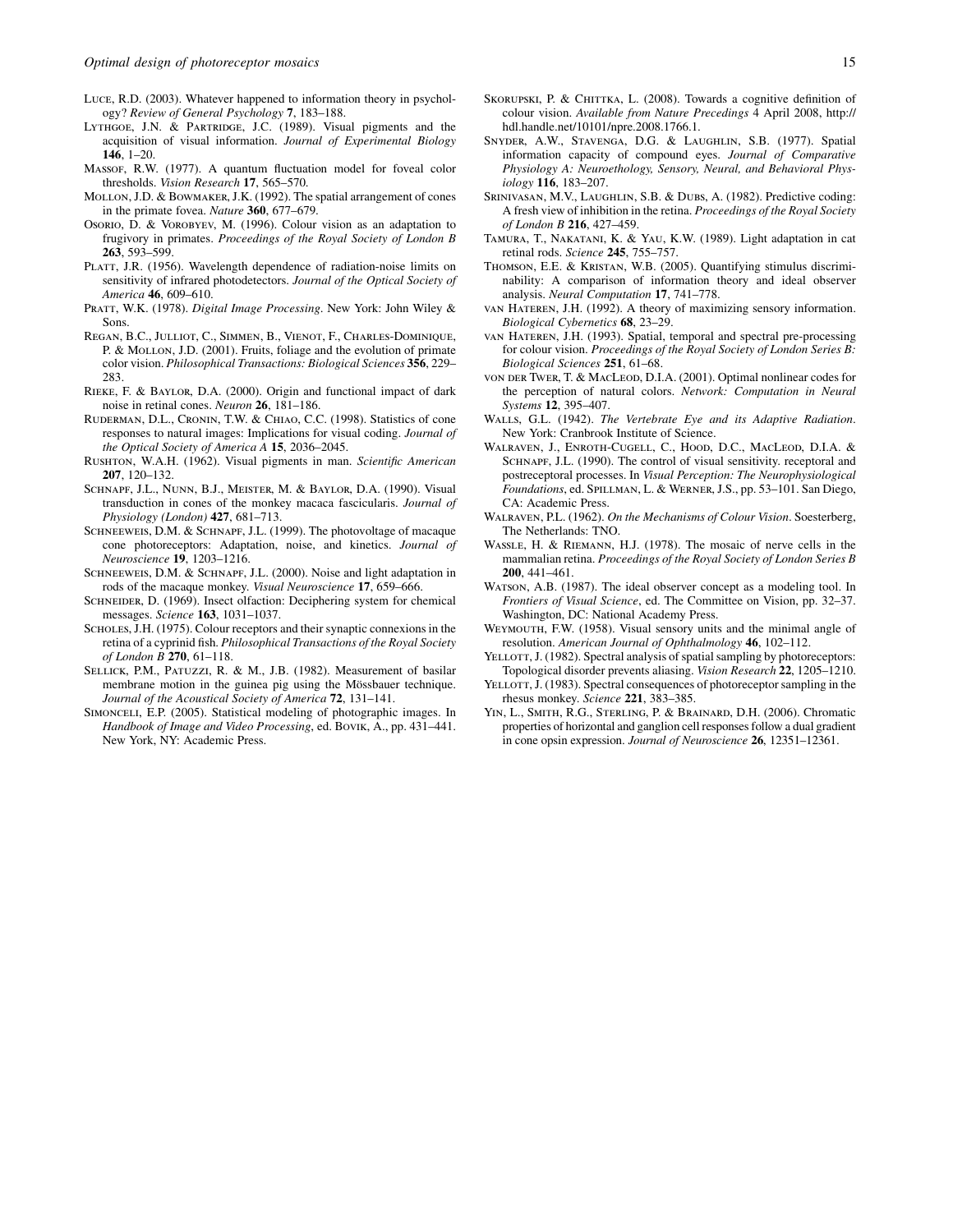Luce, R.D. (2003). Whatever happened to information theory in psychology? *Review of General Psychology* **7**, 183–188.

Lythgoe, J.N. & Partridge, J.C. (1989). Visual pigments and the acquisition of visual information. *Journal of Experimental Biology* **146**, 1–20.

Massof, R.W. (1977). A quantum fluctuation model for foveal color thresholds. *Vision Research* **17**, 565–570.

Mollon, J.D. & Bowmaker, J.K. (1992). The spatial arrangement of cones in the primate fovea. *Nature* **360**, 677–679.

Osorio, D. & Vorobyev, M. (1996). Colour vision as an adaptation to frugivory in primates. *Proceedings of the Royal Society of London B* **263**, 593–599.

Platt, J.R. (1956). Wavelength dependence of radiation-noise limits on sensitivity of infrared photodetectors. *Journal of the Optical Society of America* **46**, 609–610.

Pratt, W.K. (1978). *Digital Image Processing*. New York: John Wiley & Sons.

Regan, B.C., Julliot, C., Simmen, B., Vienot, F., Charles-Dominique, P. & Mollon, J.D. (2001). Fruits, foliage and the evolution of primate color vision. *Philosophical Transactions: Biological Sciences* **356**, 229–283.

Rieke, F. & Baylor, D.A. (2000). Origin and functional impact of dark noise in retinal cones. *Neuron* **26**, 181–186.

Ruderman, D.L., Cronin, T.W. & Chiao, C.C. (1998). Statistics of cone responses to natural images: Implications for visual coding. *Journal of the Optical Society of America A* **15**, 2036–2045.

Rushton, W.A.H. (1962). Visual pigments in man. *Scientific American* **207**, 120–132.

Schnapf, J.L., Nunn, B.J., Meister, M. & Baylor, D.A. (1990). Visual transduction in cones of the monkey macaca fascicularis. *Journal of Physiology (London)* **427**, 681–713.

Schneeweis, D.M. & Schnapf, J.L. (1999). The photovoltage of macaque cone photoreceptors: Adaptation, noise, and kinetics. *Journal of Neuroscience* **19**, 1203–1216.

Schneeweis, D.M. & Schnapf, J.L. (2000). Noise and light adaptation in rods of the macaque monkey. *Visual Neuroscience* **17**, 659–666.

Schneider, D. (1969). Insect olfaction: Deciphering system for chemical messages. *Science* **163**, 1031–1037.

Scholes, J.H. (1975). Colour receptors and their synaptic connexions in the retina of a cyprinid fish. *Philosophical Transactions of the Royal Society of London B* **270**, 61–118.

Sellick, P.M., Patuzzi, R. & M., J.B. (1982). Measurement of basilar membrane motion in the guinea pig using the Mössbauer technique. *Journal of the Acoustical Society of America* **72**, 131–141.

Simoncelli, E.P. (2005). Statistical modeling of photographic images. In *Handbook of Image and Video Processing*, ed. Bovik, A., pp. 431–441. New York, NY: Academic Press.

Skorupski, P. & Chittka, L. (2008). Towards a cognitive definition of colour vision. *Available from Nature Precedings* 4 April 2008, http://hdl.handle.net/10101/npre.2008.1766.1.

Snyder, A.W., Stavenga, D.G. & Laughlin, S.B. (1977). Spatial information capacity of compound eyes. *Journal of Comparative Physiology A: Neuroethology, Sensory, Neural, and Behavioral Physiology* **116**, 183–207.

Srinivasan, M.V., Laughlin, S.B. & Dubs, A. (1982). Predictive coding: A fresh view of inhibition in the retina. *Proceedings of the Royal Society of London B* **216**, 427–459.

Tamura, T., Nakatani, K. & Yau, K.W. (1989). Light adaptation in cat retinal rods. *Science* **245**, 755–757.

Thomson, E.E. & Kristan, W.B. (2005). Quantifying stimulus discriminability: A comparison of information theory and ideal observer analysis. *Neural Computation* **17**, 741–778.

van Hateren, J.H. (1992). A theory of maximizing sensory information. *Biological Cybernetics* **68**, 23–29.

van Hateren, J.H. (1993). Spatial, temporal and spectral pre-processing for colour vision. *Proceedings of the Royal Society of London Series B: Biological Sciences* **251**, 61–68.

von der Twer, T. & MacLeod, D.I.A. (2001). Optimal nonlinear codes for the perception of natural colors. *Network: Computation in Neural Systems* **12**, 395–407.

Walls, G.L. (1942). *The Vertebrate Eye and its Adaptive Radiation*. New York: Cranbrook Institute of Science.

Walraven, J., Enroth-Cugell, C., Hood, D.C., MacLeod, D.I.A. & Schnapf, J.L. (1990). The control of visual sensitivity. receptoral and postreceptoral processes. In *Visual Perception: The Neurophysiological Foundations*, ed. Spillman, L. & Werner, J.S., pp. 53–101. San Diego, CA: Academic Press.

Walraven, P.L. (1962). *On the Mechanisms of Colour Vision*. Soesterberg, The Netherlands: TNO.

Wassle, H. & Riemann, H.J. (1978). The mosaic of nerve cells in the mammalian retina. *Proceedings of the Royal Society of London Series B* **200**, 441–461.

Watson, A.B. (1987). The ideal observer concept as a modeling tool. In *Frontiers of Visual Science*, ed. The Committee on Vision, pp. 32–37. Washington, DC: National Academy Press.

Weymouth, F.W. (1958). Visual sensory units and the minimal angle of resolution. *American Journal of Ophthalmology* **46**, 102–112.

Yellott, J. (1982). Spectral analysis of spatial sampling by photoreceptors: Topological disorder prevents aliasing. *Vision Research* **22**, 1205–1210.

Yellott, J. (1983). Spectral consequences of photoreceptor sampling in the rhesus monkey. *Science* **221**, 383–385.

Yin, L., Smith, R.G., Sterling, P. & Brainard, D.H. (2006). Chromatic properties of horizontal and ganglion cell responses follow a dual gradient in cone opsin expression. *Journal of Neuroscience* **26**, 12351–12361.